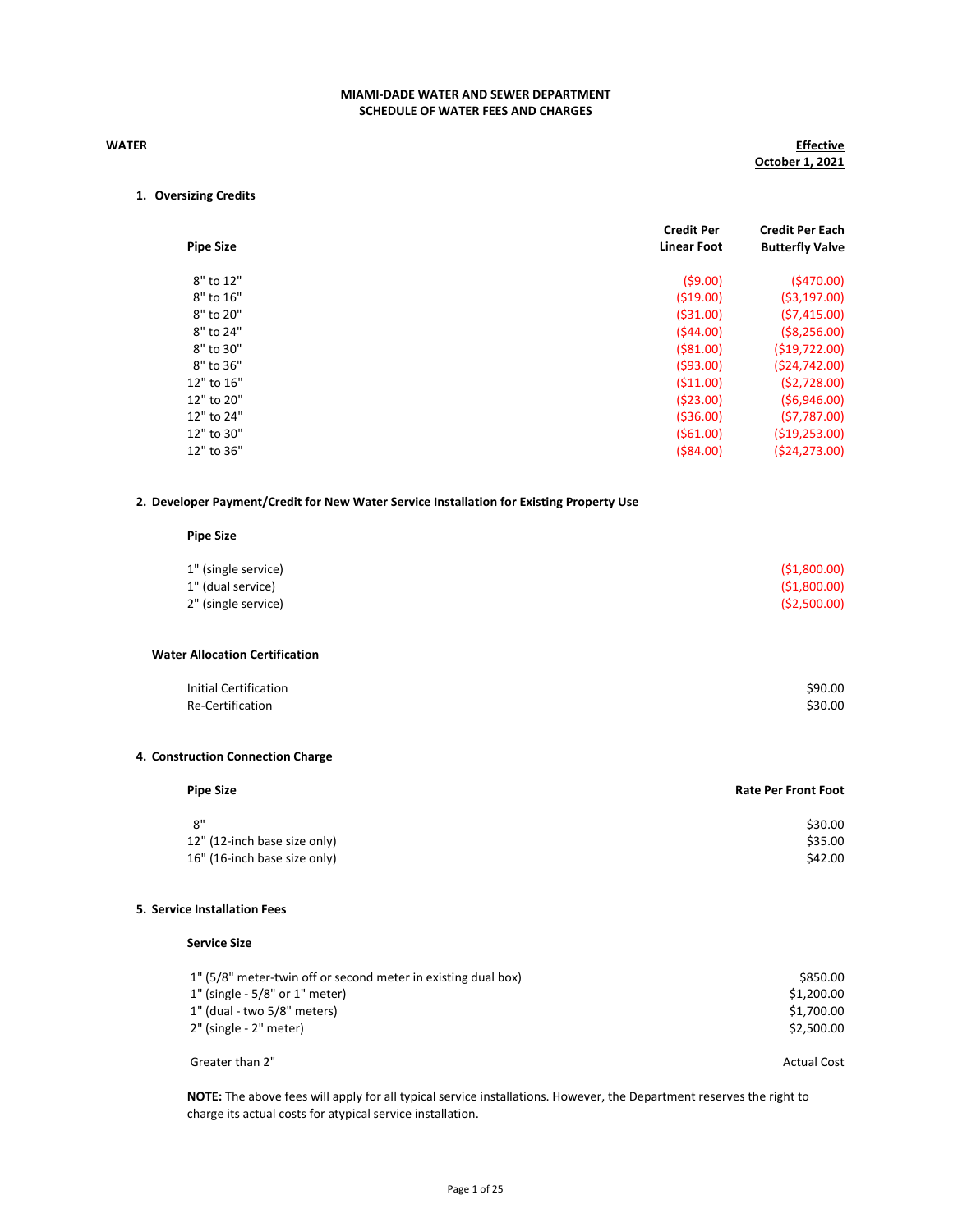**MIAMI-DADE WATER AND SEWER DEPARTMENT**
**SCHEDULE OF WATER FEES AND CHARGES**

**WATER**

**Effective October 1, 2021**

### 1. Oversizing Credits

| Pipe Size | Credit Per Linear Foot | Credit Per Each Butterfly Valve |
|---|---|---|
| 8" to 12" | ($9.00) | ($470.00) |
| 8" to 16" | ($19.00) | ($3,197.00) |
| 8" to 20" | ($31.00) | ($7,415.00) |
| 8" to 24" | ($44.00) | ($8,256.00) |
| 8" to 30" | ($81.00) | ($19,722.00) |
| 8" to 36" | ($93.00) | ($24,742.00) |
| 12" to 16" | ($11.00) | ($2,728.00) |
| 12" to 20" | ($23.00) | ($6,946.00) |
| 12" to 24" | ($36.00) | ($7,787.00) |
| 12" to 30" | ($61.00) | ($19,253.00) |
| 12" to 36" | ($84.00) | ($24,273.00) |

### 2. Developer Payment/Credit for New Water Service Installation for Existing Property Use

| Pipe Size | |
|---|---|
| 1" (single service) | ($1,800.00) |
| 1" (dual service) | ($1,800.00) |
| 2" (single service) | ($2,500.00) |

### Water Allocation Certification

| | |
|---|---|
| Initial Certification | $90.00 |
| Re-Certification | $30.00 |

### 4. Construction Connection Charge

| Pipe Size | Rate Per Front Foot |
|---|---|
| 8" | $30.00 |
| 12" (12-inch base size only) | $35.00 |
| 16" (16-inch base size only) | $42.00 |

### 5. Service Installation Fees

| Service Size | |
|---|---|
| 1" (5/8" meter-twin off or second meter in existing dual box) | $850.00 |
| 1" (single - 5/8" or 1" meter) | $1,200.00 |
| 1" (dual - two 5/8" meters) | $1,700.00 |
| 2" (single - 2" meter) | $2,500.00 |
| Greater than 2" | Actual Cost |

**NOTE:** The above fees will apply for all typical service installations. However, the Department reserves the right to charge its actual costs for atypical service installation.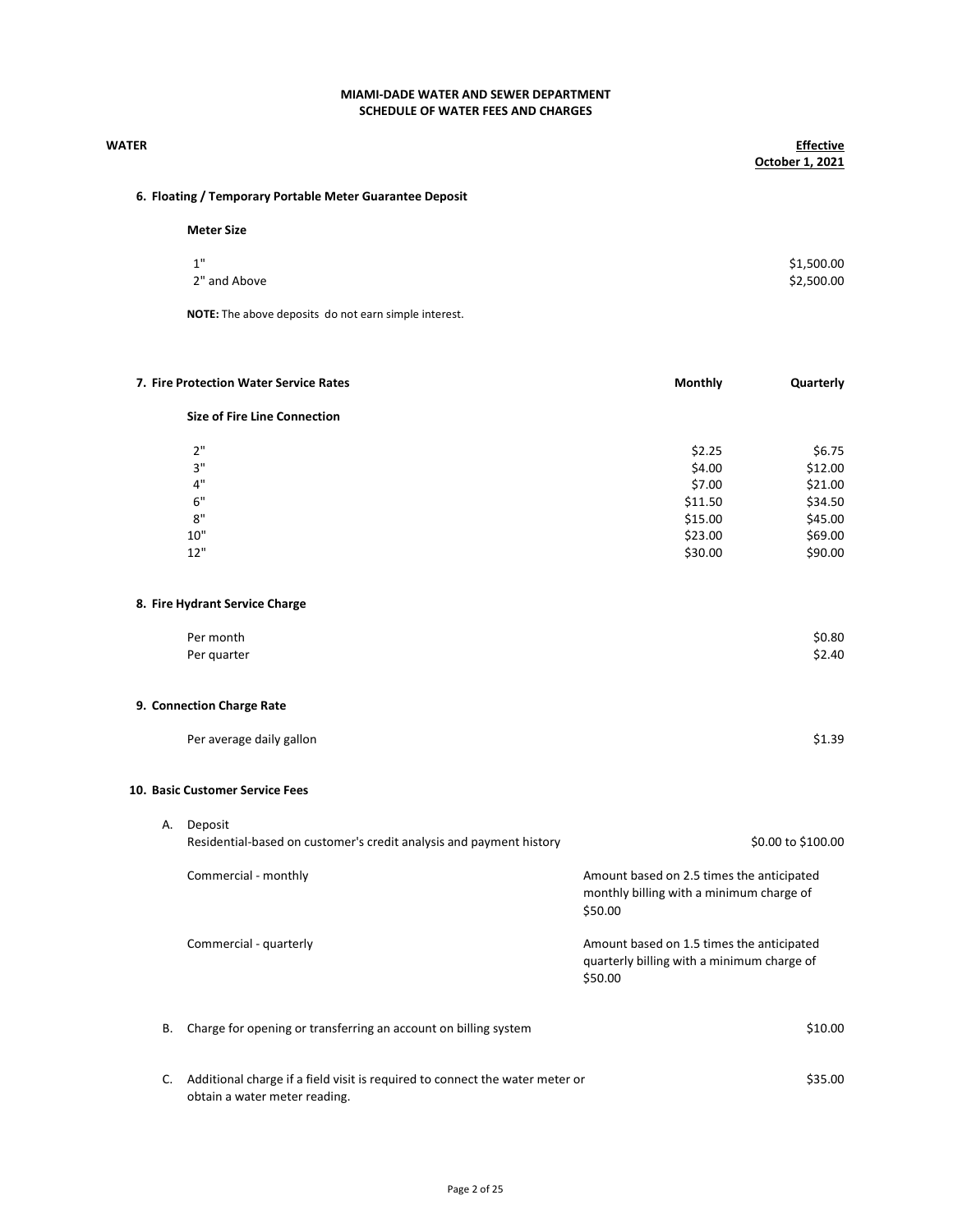**MIAMI-DADE WATER AND SEWER DEPARTMENT**
**SCHEDULE OF WATER FEES AND CHARGES**

**WATER** — **Effective October 1, 2021**

### 6. Floating / Temporary Portable Meter Guarantee Deposit

| Meter Size | |
|---|---|
| 1" | $1,500.00 |
| 2" and Above | $2,500.00 |

**NOTE:** The above deposits do not earn simple interest.

### 7. Fire Protection Water Service Rates

| Size of Fire Line Connection | Monthly | Quarterly |
|---|---|---|
| 2" | $2.25 | $6.75 |
| 3" | $4.00 | $12.00 |
| 4" | $7.00 | $21.00 |
| 6" | $11.50 | $34.50 |
| 8" | $15.00 | $45.00 |
| 10" | $23.00 | $69.00 |
| 12" | $30.00 | $90.00 |

### 8. Fire Hydrant Service Charge

| | |
|---|---|
| Per month | $0.80 |
| Per quarter | $2.40 |

### 9. Connection Charge Rate

| | |
|---|---|
| Per average daily gallon | $1.39 |

### 10. Basic Customer Service Fees

A. Deposit

| | |
|---|---|
| Residential-based on customer's credit analysis and payment history | $0.00 to $100.00 |
| Commercial - monthly | Amount based on 2.5 times the anticipated monthly billing with a minimum charge of $50.00 |
| Commercial - quarterly | Amount based on 1.5 times the anticipated quarterly billing with a minimum charge of $50.00 |

B. Charge for opening or transferring an account on billing system — $10.00

C. Additional charge if a field visit is required to connect the water meter or obtain a water meter reading. — $35.00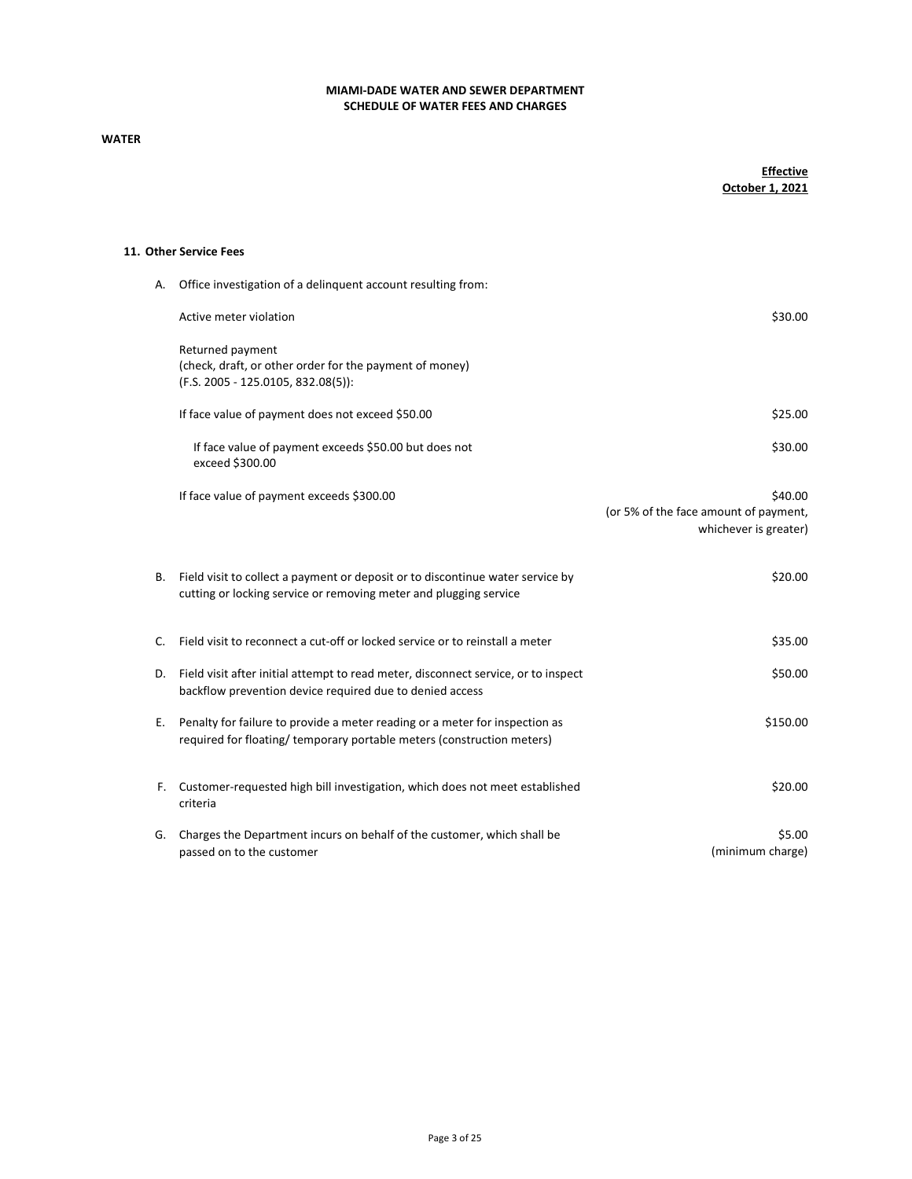**MIAMI-DADE WATER AND SEWER DEPARTMENT**
**SCHEDULE OF WATER FEES AND CHARGES**

**WATER**

| | Effective October 1, 2021 |
|---|---|
| **11. Other Service Fees** | |
| A. Office investigation of a delinquent account resulting from: | |
| Active meter violation | $30.00 |
| Returned payment (check, draft, or other order for the payment of money) (F.S. 2005 - 125.0105, 832.08(5)): | |
| If face value of payment does not exceed $50.00 | $25.00 |
| If face value of payment exceeds $50.00 but does not exceed $300.00 | $30.00 |
| If face value of payment exceeds $300.00 | $40.00 (or 5% of the face amount of payment, whichever is greater) |
| B. Field visit to collect a payment or deposit or to discontinue water service by cutting or locking service or removing meter and plugging service | $20.00 |
| C. Field visit to reconnect a cut-off or locked service or to reinstall a meter | $35.00 |
| D. Field visit after initial attempt to read meter, disconnect service, or to inspect backflow prevention device required due to denied access | $50.00 |
| E. Penalty for failure to provide a meter reading or a meter for inspection as required for floating/ temporary portable meters (construction meters) | $150.00 |
| F. Customer-requested high bill investigation, which does not meet established criteria | $20.00 |
| G. Charges the Department incurs on behalf of the customer, which shall be passed on to the customer | $5.00 (minimum charge) |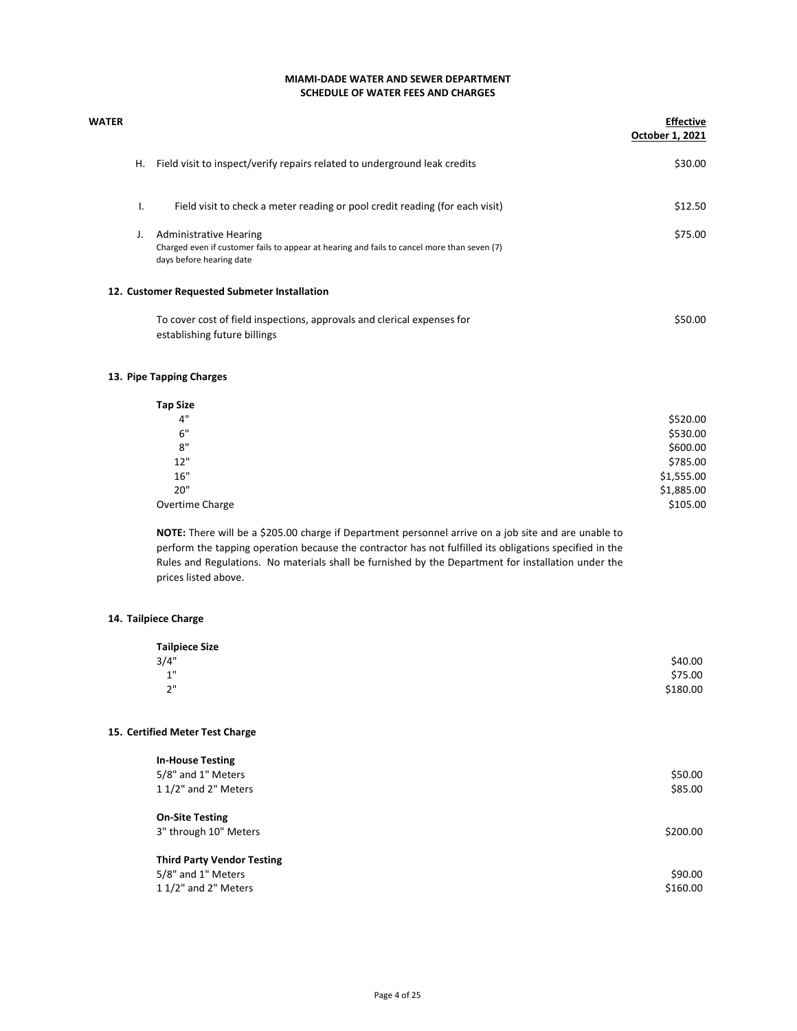**MIAMI-DADE WATER AND SEWER DEPARTMENT**
**SCHEDULE OF WATER FEES AND CHARGES**

| **WATER** | **Effective October 1, 2021** |
|---|---|
| H. Field visit to inspect/verify repairs related to underground leak credits | $30.00 |
| I. Field visit to check a meter reading or pool credit reading (for each visit) | $12.50 |
| J. Administrative Hearing<br>Charged even if customer fails to appear at hearing and fails to cancel more than seven (7) days before hearing date | $75.00 |

**12. Customer Requested Submeter Installation**

| | |
|---|---|
| To cover cost of field inspections, approvals and clerical expenses for establishing future billings | $50.00 |

**13. Pipe Tapping Charges**

| **Tap Size** | |
|---|---|
| 4" | $520.00 |
| 6" | $530.00 |
| 8" | $600.00 |
| 12" | $785.00 |
| 16" | $1,555.00 |
| 20" | $1,885.00 |
| Overtime Charge | $105.00 |

**NOTE:** There will be a $205.00 charge if Department personnel arrive on a job site and are unable to perform the tapping operation because the contractor has not fulfilled its obligations specified in the Rules and Regulations. No materials shall be furnished by the Department for installation under the prices listed above.

**14. Tailpiece Charge**

| **Tailpiece Size** | |
|---|---|
| 3/4" | $40.00 |
| 1" | $75.00 |
| 2" | $180.00 |

**15. Certified Meter Test Charge**

| | |
|---|---|
| **In-House Testing** | |
| 5/8" and 1" Meters | $50.00 |
| 1 1/2" and 2" Meters | $85.00 |
| **On-Site Testing** | |
| 3" through 10" Meters | $200.00 |
| **Third Party Vendor Testing** | |
| 5/8" and 1" Meters | $90.00 |
| 1 1/2" and 2" Meters | $160.00 |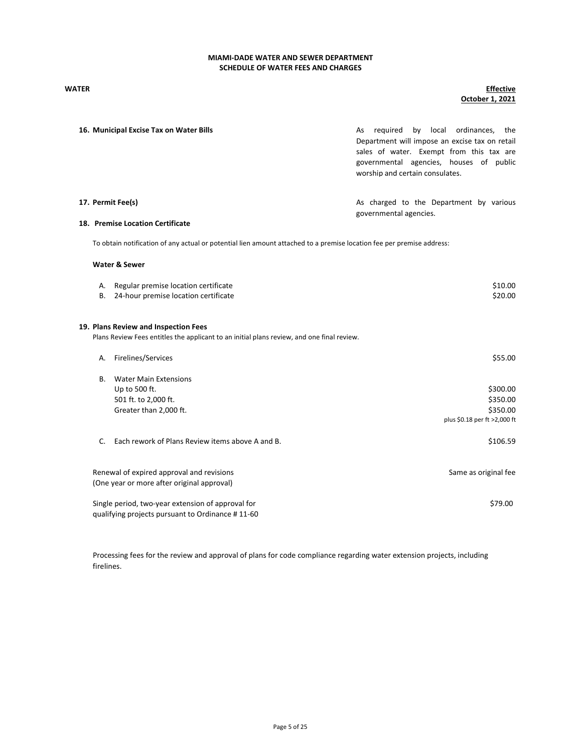**MIAMI-DADE WATER AND SEWER DEPARTMENT**
**SCHEDULE OF WATER FEES AND CHARGES**

**WATER** | **Effective October 1, 2021**

**16. Municipal Excise Tax on Water Bills**

As required by local ordinances, the Department will impose an excise tax on retail sales of water. Exempt from this tax are governmental agencies, houses of public worship and certain consulates.

**17. Permit Fee(s)**

As charged to the Department by various governmental agencies.

**18. Premise Location Certificate**

To obtain notification of any actual or potential lien amount attached to a premise location fee per premise address:

**Water & Sewer**

| | | |
|---|---|---|
| A. | Regular premise location certificate | $10.00 |
| B. | 24-hour premise location certificate | $20.00 |

**19. Plans Review and Inspection Fees**

Plans Review Fees entitles the applicant to an initial plans review, and one final review.

| | | |
|---|---|---|
| A. | Firelines/Services | $55.00 |
| B. | Water Main Extensions | |
| | Up to 500 ft. | $300.00 |
| | 501 ft. to 2,000 ft. | $350.00 |
| | Greater than 2,000 ft. | $350.00 plus $0.18 per ft >2,000 ft |
| C. | Each rework of Plans Review items above A and B. | $106.59 |

| | |
|---|---|
| Renewal of expired approval and revisions (One year or more after original approval) | Same as original fee |
| Single period, two-year extension of approval for qualifying projects pursuant to Ordinance # 11-60 | $79.00 |

Processing fees for the review and approval of plans for code compliance regarding water extension projects, including firelines.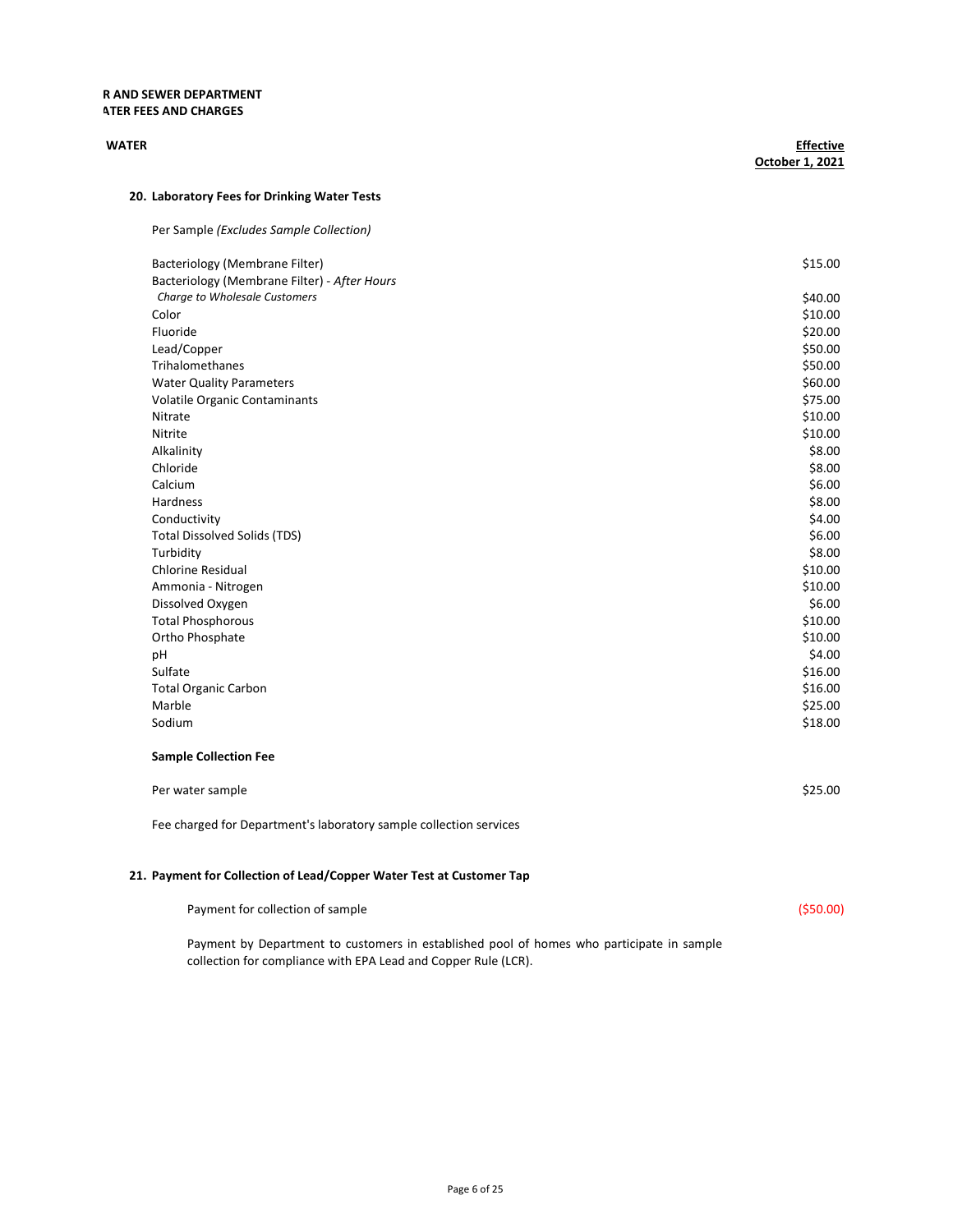**R AND SEWER DEPARTMENT**
**ATER FEES AND CHARGES**

| **WATER** | **Effective October 1, 2021** |
|---|---|
| **20. Laboratory Fees for Drinking Water Tests** | |
| Per Sample *(Excludes Sample Collection)* | |
| Bacteriology (Membrane Filter) | $15.00 |
| Bacteriology (Membrane Filter) - *After Hours Charge to Wholesale Customers* | $40.00 |
| Color | $10.00 |
| Fluoride | $20.00 |
| Lead/Copper | $50.00 |
| Trihalomethanes | $50.00 |
| Water Quality Parameters | $60.00 |
| Volatile Organic Contaminants | $75.00 |
| Nitrate | $10.00 |
| Nitrite | $10.00 |
| Alkalinity | $8.00 |
| Chloride | $8.00 |
| Calcium | $6.00 |
| Hardness | $8.00 |
| Conductivity | $4.00 |
| Total Dissolved Solids (TDS) | $6.00 |
| Turbidity | $8.00 |
| Chlorine Residual | $10.00 |
| Ammonia - Nitrogen | $10.00 |
| Dissolved Oxygen | $6.00 |
| Total Phosphorous | $10.00 |
| Ortho Phosphate | $10.00 |
| pH | $4.00 |
| Sulfate | $16.00 |
| Total Organic Carbon | $16.00 |
| Marble | $25.00 |
| Sodium | $18.00 |
| **Sample Collection Fee** | |
| Per water sample | $25.00 |
| Fee charged for Department's laboratory sample collection services | |
| **21. Payment for Collection of Lead/Copper Water Test at Customer Tap** | |
| Payment for collection of sample | ($50.00) |
| Payment by Department to customers in established pool of homes who participate in sample collection for compliance with EPA Lead and Copper Rule (LCR). | |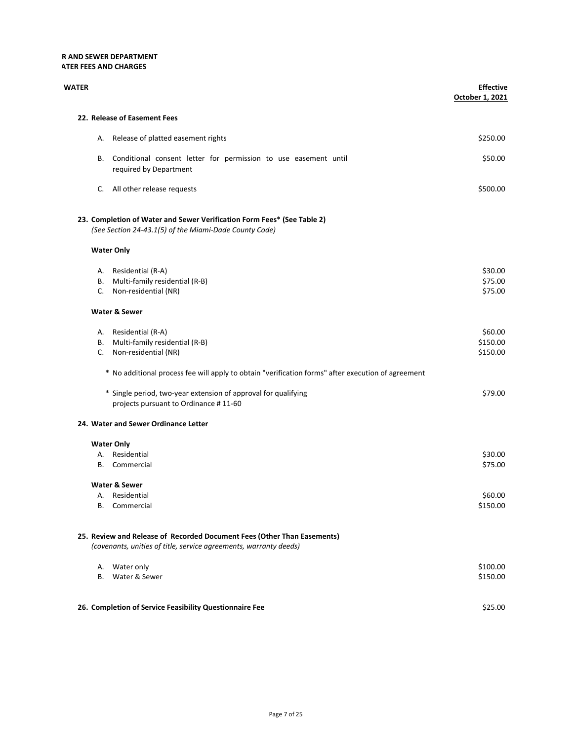**R AND SEWER DEPARTMENT**
**ATER FEES AND CHARGES**

| WATER | Effective October 1, 2021 |
| --- | --- |
| **22. Release of Easement Fees** | |
| A. Release of platted easement rights | $250.00 |
| B. Conditional consent letter for permission to use easement until required by Department | $50.00 |
| C. All other release requests | $500.00 |
| **23. Completion of Water and Sewer Verification Form Fees* (See Table 2)** *(See Section 24-43.1(5) of the Miami-Dade County Code)* | |
| **Water Only** | |
| A. Residential (R-A) | $30.00 |
| B. Multi-family residential (R-B) | $75.00 |
| C. Non-residential (NR) | $75.00 |
| **Water & Sewer** | |
| A. Residential (R-A) | $60.00 |
| B. Multi-family residential (R-B) | $150.00 |
| C. Non-residential (NR) | $150.00 |
| * No additional process fee will apply to obtain "verification forms" after execution of agreement | |
| * Single period, two-year extension of approval for qualifying projects pursuant to Ordinance # 11-60 | $79.00 |
| **24. Water and Sewer Ordinance Letter** | |
| **Water Only** | |
| A. Residential | $30.00 |
| B. Commercial | $75.00 |
| **Water & Sewer** | |
| A. Residential | $60.00 |
| B. Commercial | $150.00 |
| **25. Review and Release of Recorded Document Fees (Other Than Easements)** *(covenants, unities of title, service agreements, warranty deeds)* | |
| A. Water only | $100.00 |
| B. Water & Sewer | $150.00 |
| **26. Completion of Service Feasibility Questionnaire Fee** | $25.00 |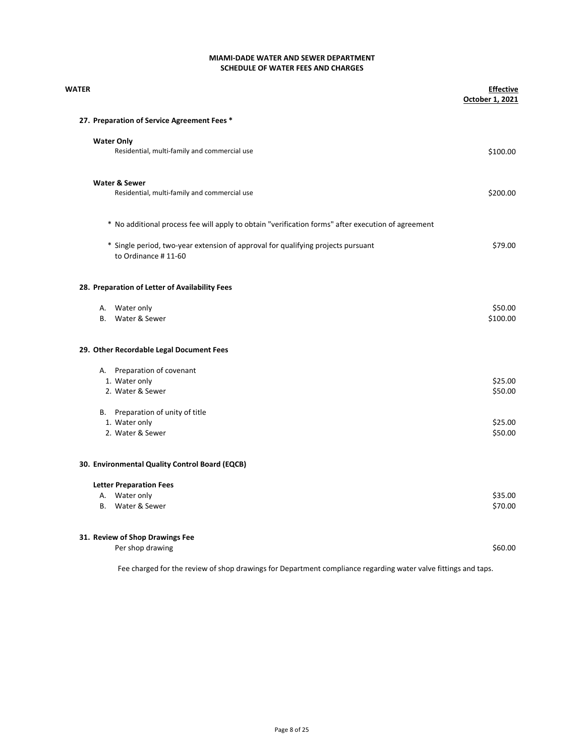# MIAMI-DADE WATER AND SEWER DEPARTMENT
## SCHEDULE OF WATER FEES AND CHARGES

| WATER | Effective October 1, 2021 |
|---|---|
| **27. Preparation of Service Agreement Fees *** | |
| **Water Only** | |
| Residential, multi-family and commercial use | $100.00 |
| **Water & Sewer** | |
| Residential, multi-family and commercial use | $200.00 |
| * No additional process fee will apply to obtain "verification forms" after execution of agreement | |
| * Single period, two-year extension of approval for qualifying projects pursuant to Ordinance # 11-60 | $79.00 |
| **28. Preparation of Letter of Availability Fees** | |
| A. Water only | $50.00 |
| B. Water & Sewer | $100.00 |
| **29. Other Recordable Legal Document Fees** | |
| A. Preparation of covenant | |
| 1. Water only | $25.00 |
| 2. Water & Sewer | $50.00 |
| B. Preparation of unity of title | |
| 1. Water only | $25.00 |
| 2. Water & Sewer | $50.00 |
| **30. Environmental Quality Control Board (EQCB)** | |
| **Letter Preparation Fees** | |
| A. Water only | $35.00 |
| B. Water & Sewer | $70.00 |
| **31. Review of Shop Drawings Fee** | |
| Per shop drawing | $60.00 |

Fee charged for the review of shop drawings for Department compliance regarding water valve fittings and taps.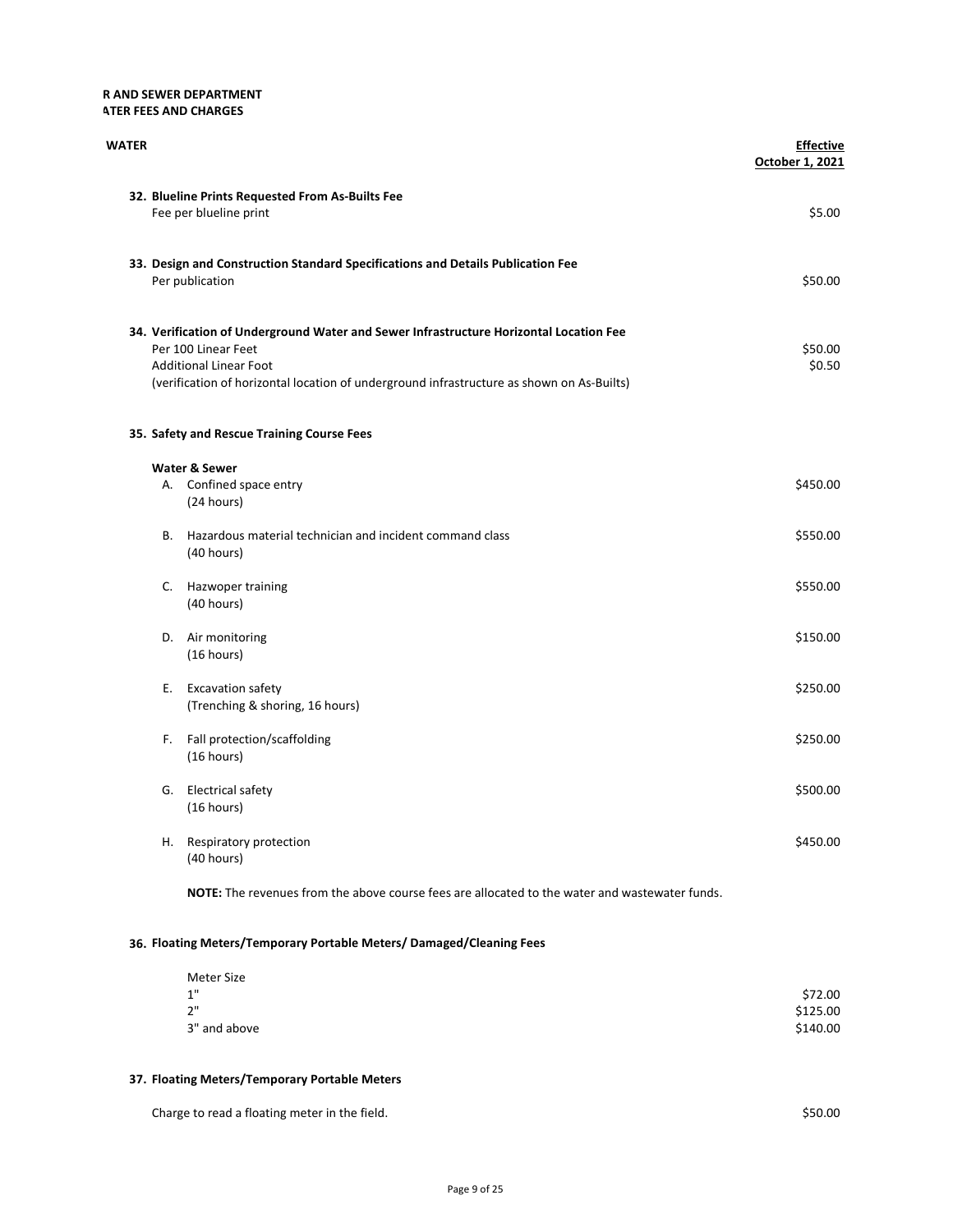**R AND SEWER DEPARTMENT**
**ATER FEES AND CHARGES**

| WATER | Effective October 1, 2021 |
|---|---|
| **32. Blueline Prints Requested From As-Builts Fee** | |
| Fee per blueline print | $5.00 |
| **33. Design and Construction Standard Specifications and Details Publication Fee** | |
| Per publication | $50.00 |
| **34. Verification of Underground Water and Sewer Infrastructure Horizontal Location Fee** | |
| Per 100 Linear Feet | $50.00 |
| Additional Linear Foot | $0.50 |
| (verification of horizontal location of underground infrastructure as shown on As-Builts) | |
| **35. Safety and Rescue Training Course Fees** | |
| **Water & Sewer** | |
| A. Confined space entry (24 hours) | $450.00 |
| B. Hazardous material technician and incident command class (40 hours) | $550.00 |
| C. Hazwoper training (40 hours) | $550.00 |
| D. Air monitoring (16 hours) | $150.00 |
| E. Excavation safety (Trenching & shoring, 16 hours) | $250.00 |
| F. Fall protection/scaffolding (16 hours) | $250.00 |
| G. Electrical safety (16 hours) | $500.00 |
| H. Respiratory protection (40 hours) | $450.00 |

**NOTE:** The revenues from the above course fees are allocated to the water and wastewater funds.

| **36. Floating Meters/Temporary Portable Meters/ Damaged/Cleaning Fees** | |
|---|---|
| Meter Size | |
| 1" | $72.00 |
| 2" | $125.00 |
| 3" and above | $140.00 |
| **37. Floating Meters/Temporary Portable Meters** | |
| Charge to read a floating meter in the field. | $50.00 |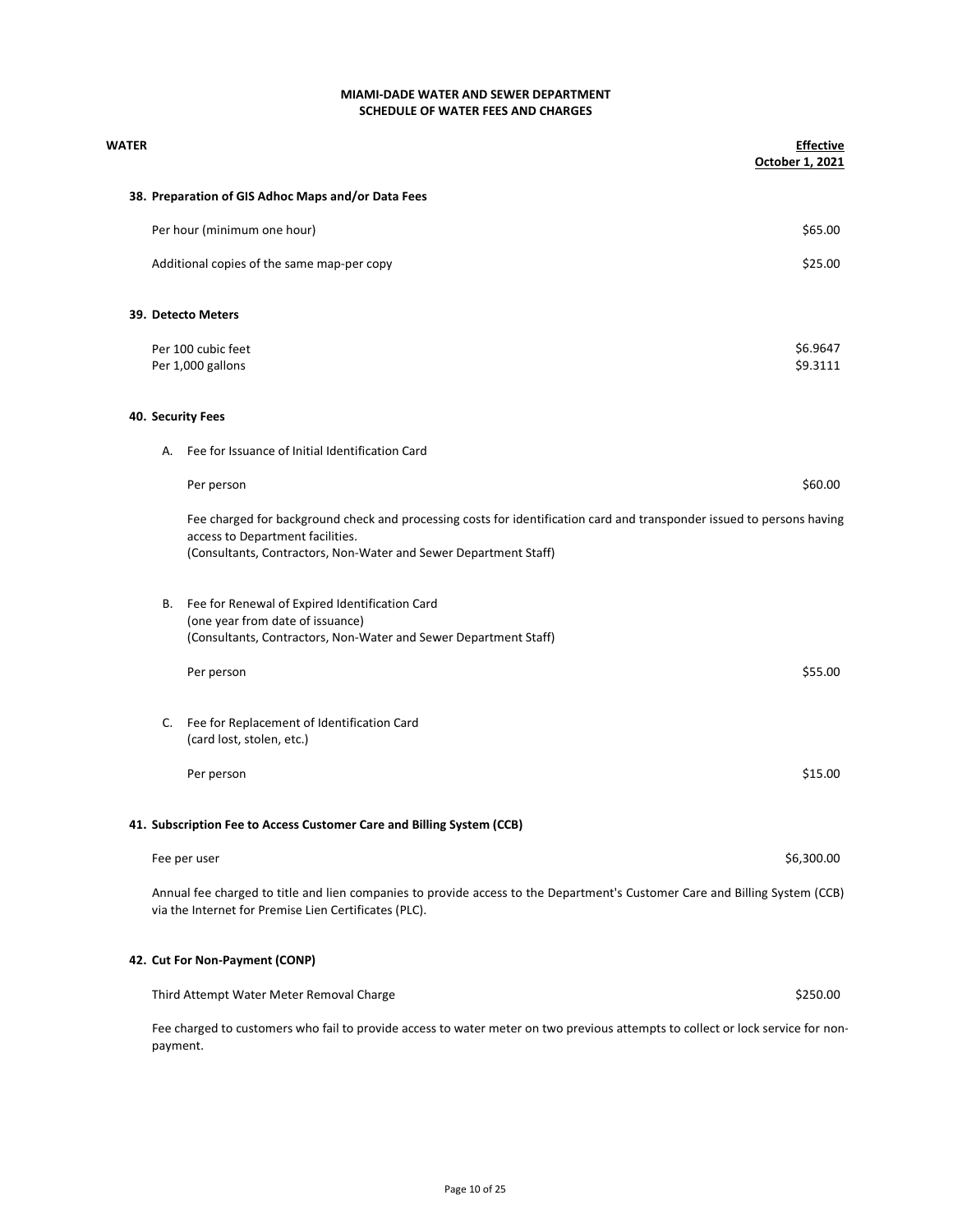**MIAMI-DADE WATER AND SEWER DEPARTMENT**
**SCHEDULE OF WATER FEES AND CHARGES**

| **WATER** | **Effective October 1, 2021** |
|---|---|
| **38. Preparation of GIS Adhoc Maps and/or Data Fees** | |
| Per hour (minimum one hour) | $65.00 |
| Additional copies of the same map-per copy | $25.00 |
| **39. Detecto Meters** | |
| Per 100 cubic feet | $6.9647 |
| Per 1,000 gallons | $9.3111 |
| **40. Security Fees** | |
| A. Fee for Issuance of Initial Identification Card | |
| Per person | $60.00 |
| Fee charged for background check and processing costs for identification card and transponder issued to persons having access to Department facilities. (Consultants, Contractors, Non-Water and Sewer Department Staff) | |
| B. Fee for Renewal of Expired Identification Card (one year from date of issuance) (Consultants, Contractors, Non-Water and Sewer Department Staff) | |
| Per person | $55.00 |
| C. Fee for Replacement of Identification Card (card lost, stolen, etc.) | |
| Per person | $15.00 |
| **41. Subscription Fee to Access Customer Care and Billing System (CCB)** | |
| Fee per user | $6,300.00 |
| Annual fee charged to title and lien companies to provide access to the Department's Customer Care and Billing System (CCB) via the Internet for Premise Lien Certificates (PLC). | |
| **42. Cut For Non-Payment (CONP)** | |
| Third Attempt Water Meter Removal Charge | $250.00 |
| Fee charged to customers who fail to provide access to water meter on two previous attempts to collect or lock service for non-payment. | |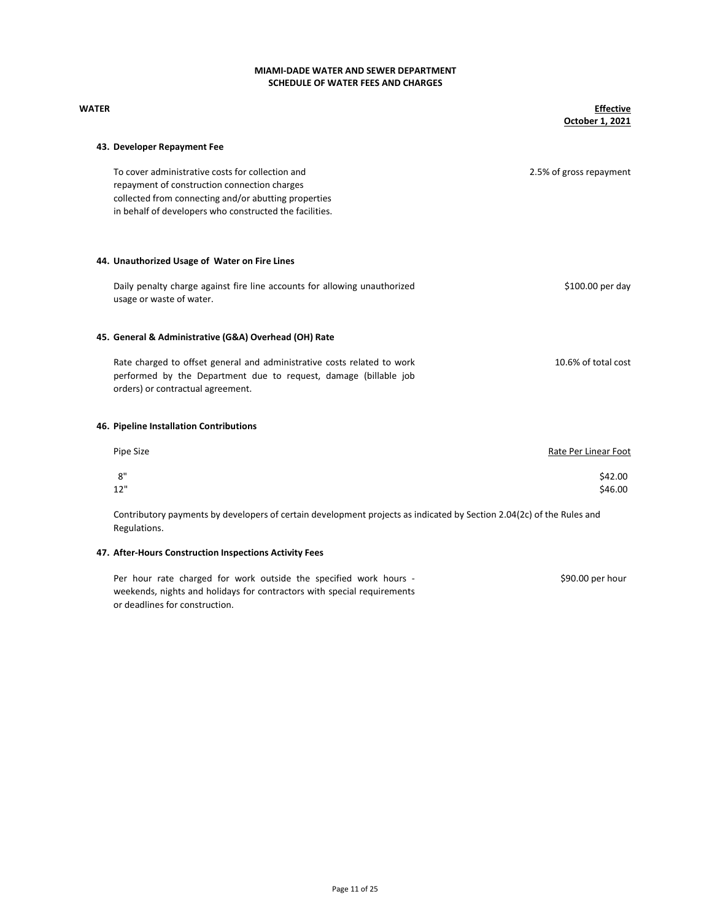**MIAMI-DADE WATER AND SEWER DEPARTMENT**
**SCHEDULE OF WATER FEES AND CHARGES**

**WATER** | **Effective October 1, 2021**

### 43. Developer Repayment Fee

| Description | Effective October 1, 2021 |
|---|---|
| To cover administrative costs for collection and repayment of construction connection charges collected from connecting and/or abutting properties in behalf of developers who constructed the facilities. | 2.5% of gross repayment |

### 44. Unauthorized Usage of Water on Fire Lines

| Description | Effective October 1, 2021 |
|---|---|
| Daily penalty charge against fire line accounts for allowing unauthorized usage or waste of water. | $100.00 per day |

### 45. General & Administrative (G&A) Overhead (OH) Rate

| Description | Effective October 1, 2021 |
|---|---|
| Rate charged to offset general and administrative costs related to work performed by the Department due to request, damage (billable job orders) or contractual agreement. | 10.6% of total cost |

### 46. Pipeline Installation Contributions

| Pipe Size | Rate Per Linear Foot |
|---|---|
| 8" | $42.00 |
| 12" | $46.00 |

Contributory payments by developers of certain development projects as indicated by Section 2.04(2c) of the Rules and Regulations.

### 47. After-Hours Construction Inspections Activity Fees

| Description | Effective October 1, 2021 |
|---|---|
| Per hour rate charged for work outside the specified work hours - weekends, nights and holidays for contractors with special requirements or deadlines for construction. | $90.00 per hour |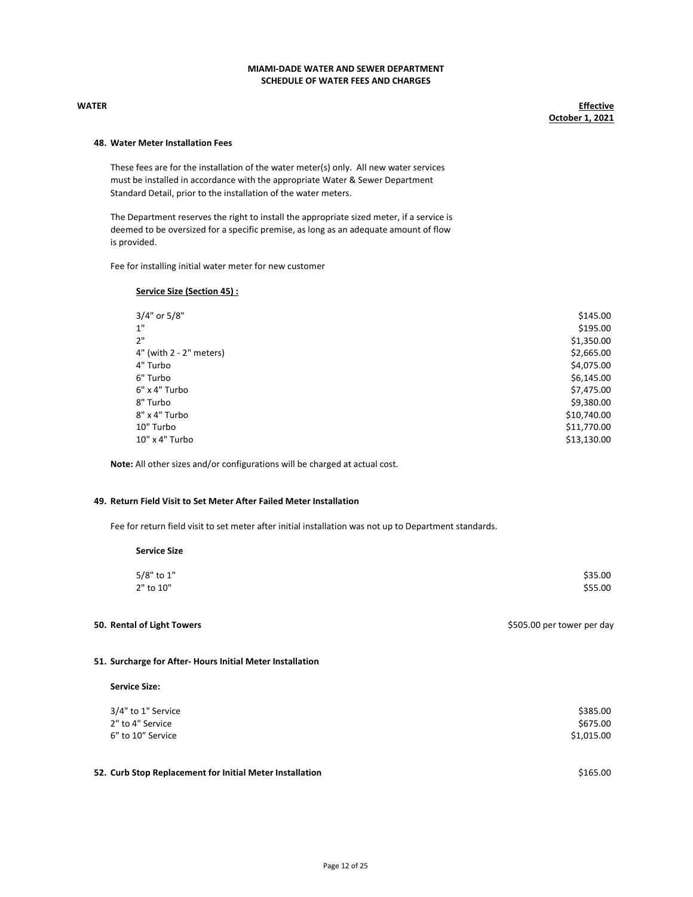**MIAMI-DADE WATER AND SEWER DEPARTMENT**
**SCHEDULE OF WATER FEES AND CHARGES**

**WATER** — **Effective October 1, 2021**

### 48. Water Meter Installation Fees

These fees are for the installation of the water meter(s) only. All new water services must be installed in accordance with the appropriate Water & Sewer Department Standard Detail, prior to the installation of the water meters.

The Department reserves the right to install the appropriate sized meter, if a service is deemed to be oversized for a specific premise, as long as an adequate amount of flow is provided.

Fee for installing initial water meter for new customer

**Service Size (Section 45) :**

| Service Size | Fee |
|---|---|
| 3/4" or 5/8" | $145.00 |
| 1" | $195.00 |
| 2" | $1,350.00 |
| 4" (with 2 - 2" meters) | $2,665.00 |
| 4" Turbo | $4,075.00 |
| 6" Turbo | $6,145.00 |
| 6" x 4" Turbo | $7,475.00 |
| 8" Turbo | $9,380.00 |
| 8" x 4" Turbo | $10,740.00 |
| 10" Turbo | $11,770.00 |
| 10" x 4" Turbo | $13,130.00 |

**Note:** All other sizes and/or configurations will be charged at actual cost.

### 49. Return Field Visit to Set Meter After Failed Meter Installation

Fee for return field visit to set meter after initial installation was not up to Department standards.

**Service Size**

| Service Size | Fee |
|---|---|
| 5/8" to 1" | $35.00 |
| 2" to 10" | $55.00 |

### 50. Rental of Light Towers

$505.00 per tower per day

### 51. Surcharge for After- Hours Initial Meter Installation

**Service Size:**

| Service Size | Fee |
|---|---|
| 3/4" to 1" Service | $385.00 |
| 2" to 4" Service | $675.00 |
| 6" to 10" Service | $1,015.00 |

### 52. Curb Stop Replacement for Initial Meter Installation

$165.00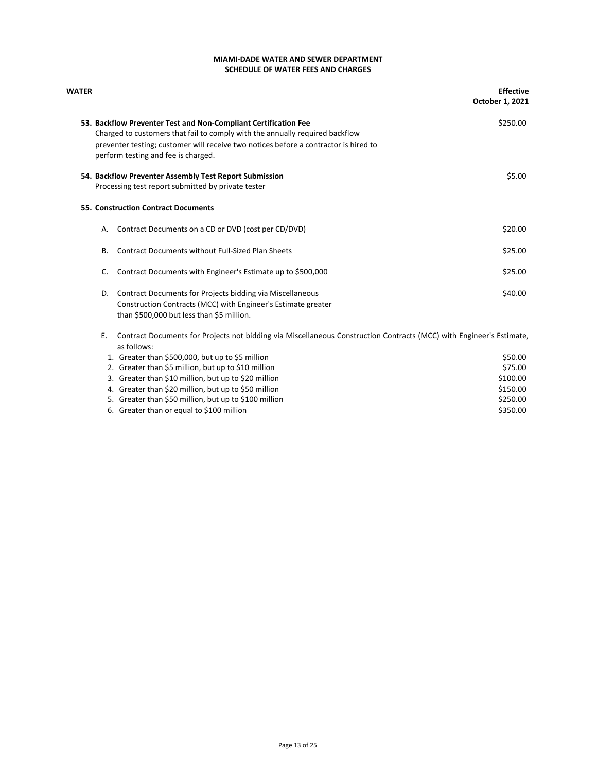**MIAMI-DADE WATER AND SEWER DEPARTMENT**
**SCHEDULE OF WATER FEES AND CHARGES**

| **WATER** | **Effective October 1, 2021** |
|---|---|
| **53. Backflow Preventer Test and Non-Compliant Certification Fee** Charged to customers that fail to comply with the annually required backflow preventer testing; customer will receive two notices before a contractor is hired to perform testing and fee is charged. | $250.00 |
| **54. Backflow Preventer Assembly Test Report Submission** Processing test report submitted by private tester | $5.00 |
| **55. Construction Contract Documents** | |
| A. Contract Documents on a CD or DVD (cost per CD/DVD) | $20.00 |
| B. Contract Documents without Full-Sized Plan Sheets | $25.00 |
| C. Contract Documents with Engineer's Estimate up to $500,000 | $25.00 |
| D. Contract Documents for Projects bidding via Miscellaneous Construction Contracts (MCC) with Engineer's Estimate greater than $500,000 but less than $5 million. | $40.00 |
| E. Contract Documents for Projects not bidding via Miscellaneous Construction Contracts (MCC) with Engineer's Estimate, as follows: | |
| 1. Greater than $500,000, but up to $5 million | $50.00 |
| 2. Greater than $5 million, but up to $10 million | $75.00 |
| 3. Greater than $10 million, but up to $20 million | $100.00 |
| 4. Greater than $20 million, but up to $50 million | $150.00 |
| 5. Greater than $50 million, but up to $100 million | $250.00 |
| 6. Greater than or equal to $100 million | $350.00 |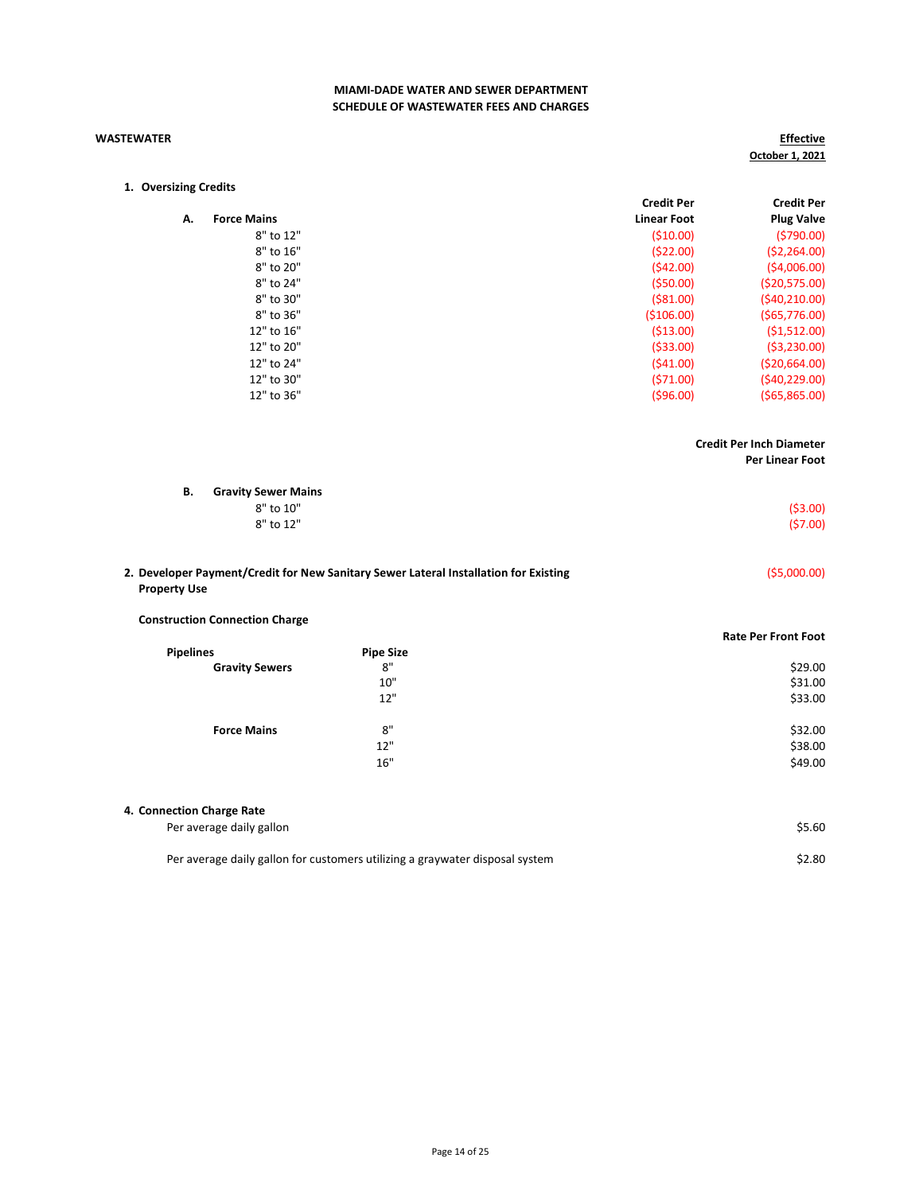**MIAMI-DADE WATER AND SEWER DEPARTMENT**
**SCHEDULE OF WASTEWATER FEES AND CHARGES**

**WASTEWATER** — **Effective October 1, 2021**

## 1. Oversizing Credits

**A. Force Mains**

| | Credit Per Linear Foot | Credit Per Plug Valve |
|---|---|---|
| 8" to 12" | ($10.00) | ($790.00) |
| 8" to 16" | ($22.00) | ($2,264.00) |
| 8" to 20" | ($42.00) | ($4,006.00) |
| 8" to 24" | ($50.00) | ($20,575.00) |
| 8" to 30" | ($81.00) | ($40,210.00) |
| 8" to 36" | ($106.00) | ($65,776.00) |
| 12" to 16" | ($13.00) | ($1,512.00) |
| 12" to 20" | ($33.00) | ($3,230.00) |
| 12" to 24" | ($41.00) | ($20,664.00) |
| 12" to 30" | ($71.00) | ($40,229.00) |
| 12" to 36" | ($96.00) | ($65,865.00) |

**B. Gravity Sewer Mains**

| | Credit Per Inch Diameter Per Linear Foot |
|---|---|
| 8" to 10" | ($3.00) |
| 8" to 12" | ($7.00) |

## 2. Developer Payment/Credit for New Sanitary Sewer Lateral Installation for Existing Property Use

($5,000.00)

**Construction Connection Charge**

| Pipelines | Pipe Size | Rate Per Front Foot |
|---|---|---|
| **Gravity Sewers** | 8" | $29.00 |
| | 10" | $31.00 |
| | 12" | $33.00 |
| **Force Mains** | 8" | $32.00 |
| | 12" | $38.00 |
| | 16" | $49.00 |

## 4. Connection Charge Rate

| | |
|---|---|
| Per average daily gallon | $5.60 |
| Per average daily gallon for customers utilizing a graywater disposal system | $2.80 |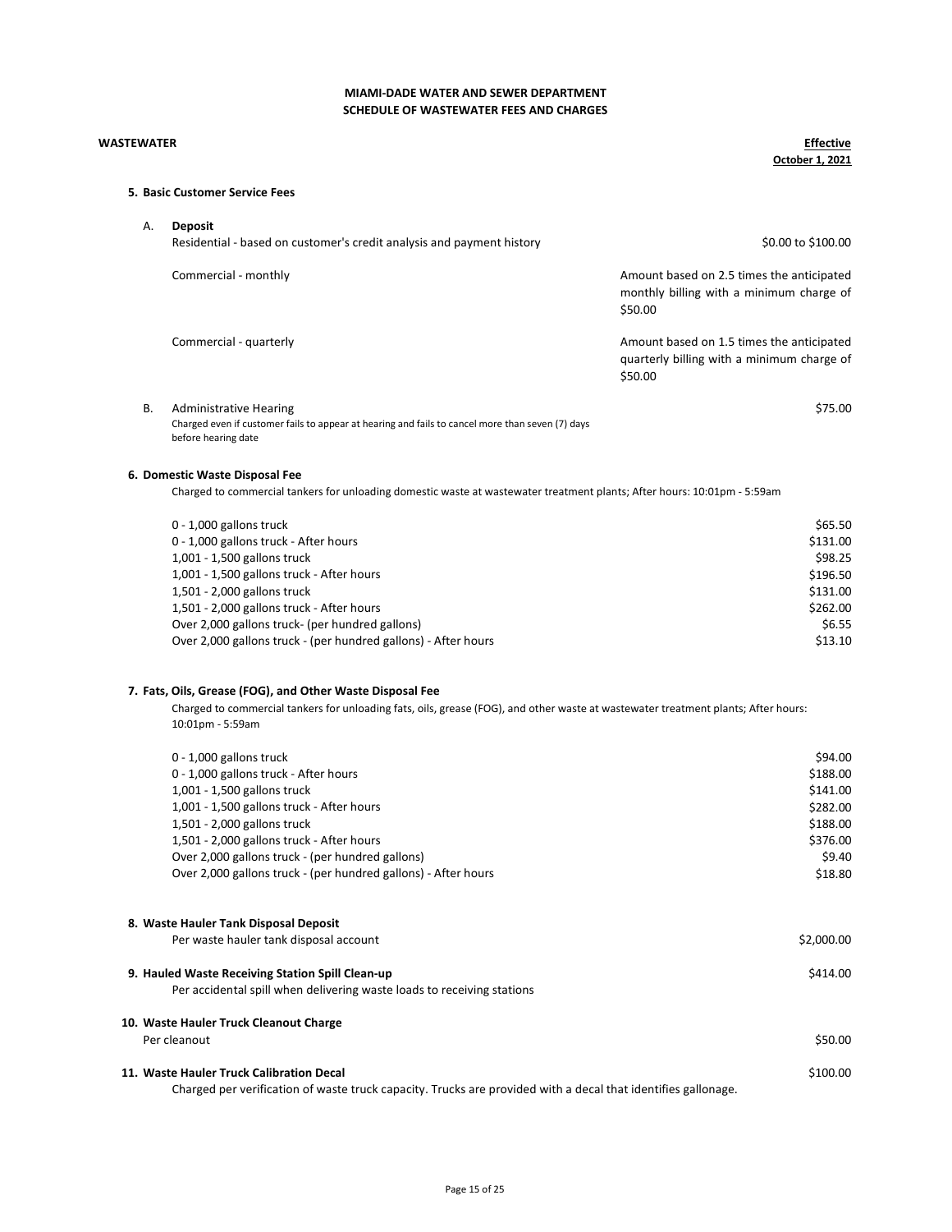**MIAMI-DADE WATER AND SEWER DEPARTMENT**
**SCHEDULE OF WASTEWATER FEES AND CHARGES**

**WASTEWATER** — **Effective October 1, 2021**

### 5. Basic Customer Service Fees

**A. Deposit**

| | |
|---|---|
| Residential - based on customer's credit analysis and payment history | \$0.00 to \$100.00 |
| Commercial - monthly | Amount based on 2.5 times the anticipated monthly billing with a minimum charge of \$50.00 |
| Commercial - quarterly | Amount based on 1.5 times the anticipated quarterly billing with a minimum charge of \$50.00 |

**B. Administrative Hearing** — \$75.00

Charged even if customer fails to appear at hearing and fails to cancel more than seven (7) days before hearing date

### 6. Domestic Waste Disposal Fee

Charged to commercial tankers for unloading domestic waste at wastewater treatment plants; After hours: 10:01pm - 5:59am

| | |
|---|---|
| 0 - 1,000 gallons truck | \$65.50 |
| 0 - 1,000 gallons truck - After hours | \$131.00 |
| 1,001 - 1,500 gallons truck | \$98.25 |
| 1,001 - 1,500 gallons truck - After hours | \$196.50 |
| 1,501 - 2,000 gallons truck | \$131.00 |
| 1,501 - 2,000 gallons truck - After hours | \$262.00 |
| Over 2,000 gallons truck- (per hundred gallons) | \$6.55 |
| Over 2,000 gallons truck - (per hundred gallons) - After hours | \$13.10 |

### 7. Fats, Oils, Grease (FOG), and Other Waste Disposal Fee

Charged to commercial tankers for unloading fats, oils, grease (FOG), and other waste at wastewater treatment plants; After hours: 10:01pm - 5:59am

| | |
|---|---|
| 0 - 1,000 gallons truck | \$94.00 |
| 0 - 1,000 gallons truck - After hours | \$188.00 |
| 1,001 - 1,500 gallons truck | \$141.00 |
| 1,001 - 1,500 gallons truck - After hours | \$282.00 |
| 1,501 - 2,000 gallons truck | \$188.00 |
| 1,501 - 2,000 gallons truck - After hours | \$376.00 |
| Over 2,000 gallons truck - (per hundred gallons) | \$9.40 |
| Over 2,000 gallons truck - (per hundred gallons) - After hours | \$18.80 |

### 8. Waste Hauler Tank Disposal Deposit

Per waste hauler tank disposal account — \$2,000.00

### 9. Hauled Waste Receiving Station Spill Clean-up

Per accidental spill when delivering waste loads to receiving stations — \$414.00

### 10. Waste Hauler Truck Cleanout Charge

Per cleanout — \$50.00

### 11. Waste Hauler Truck Calibration Decal

Charged per verification of waste truck capacity. Trucks are provided with a decal that identifies gallonage. — \$100.00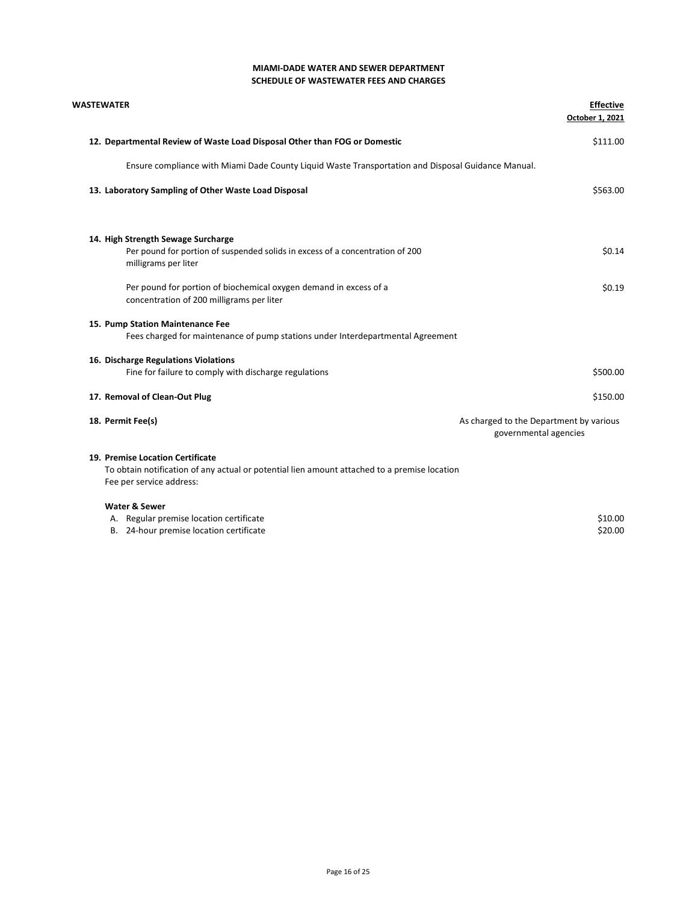**MIAMI-DADE WATER AND SEWER DEPARTMENT**
**SCHEDULE OF WASTEWATER FEES AND CHARGES**

| **WASTEWATER** | **Effective October 1, 2021** |
|---|---|
| **12. Departmental Review of Waste Load Disposal Other than FOG or Domestic** | $111.00 |
| Ensure compliance with Miami Dade County Liquid Waste Transportation and Disposal Guidance Manual. | |
| **13. Laboratory Sampling of Other Waste Load Disposal** | $563.00 |
| **14. High Strength Sewage Surcharge** | |
| Per pound for portion of suspended solids in excess of a concentration of 200 milligrams per liter | $0.14 |
| Per pound for portion of biochemical oxygen demand in excess of a concentration of 200 milligrams per liter | $0.19 |
| **15. Pump Station Maintenance Fee** | |
| Fees charged for maintenance of pump stations under Interdepartmental Agreement | |
| **16. Discharge Regulations Violations** | |
| Fine for failure to comply with discharge regulations | $500.00 |
| **17. Removal of Clean-Out Plug** | $150.00 |
| **18. Permit Fee(s)** | As charged to the Department by various governmental agencies |
| **19. Premise Location Certificate** | |
| To obtain notification of any actual or potential lien amount attached to a premise location | |
| Fee per service address: | |
| **Water & Sewer** | |
| A. Regular premise location certificate | $10.00 |
| B. 24-hour premise location certificate | $20.00 |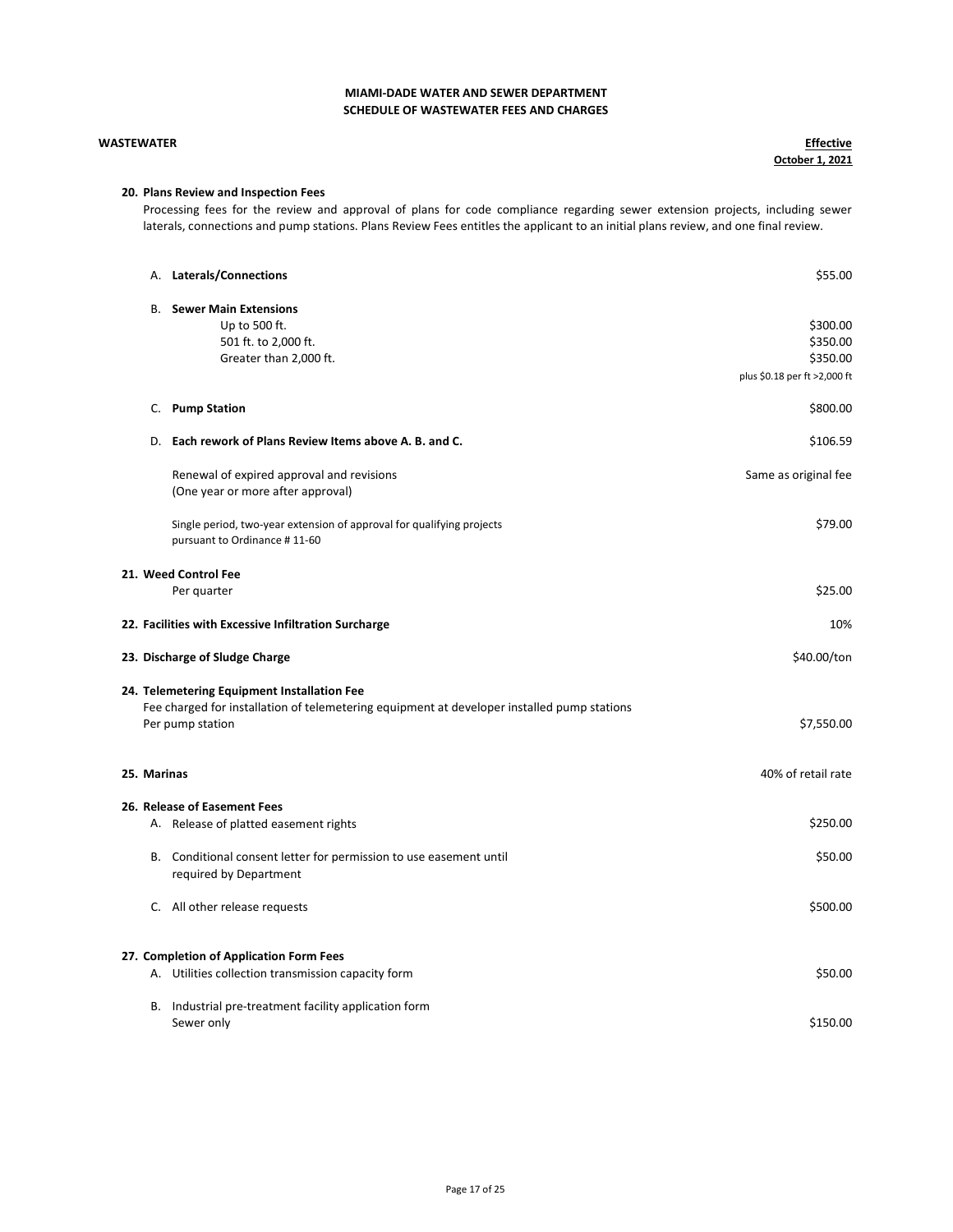**MIAMI-DADE WATER AND SEWER DEPARTMENT**
**SCHEDULE OF WASTEWATER FEES AND CHARGES**

**WASTEWATER** — **Effective October 1, 2021**

**20. Plans Review and Inspection Fees**

Processing fees for the review and approval of plans for code compliance regarding sewer extension projects, including sewer laterals, connections and pump stations. Plans Review Fees entitles the applicant to an initial plans review, and one final review.

| Item | Fee |
|---|---|
| A. **Laterals/Connections** | $55.00 |
| B. **Sewer Main Extensions** | |
| Up to 500 ft. | $300.00 |
| 501 ft. to 2,000 ft. | $350.00 |
| Greater than 2,000 ft. | $350.00 plus $0.18 per ft >2,000 ft |
| C. **Pump Station** | $800.00 |
| D. **Each rework of Plans Review Items above A. B. and C.** | $106.59 |
| Renewal of expired approval and revisions (One year or more after approval) | Same as original fee |
| Single period, two-year extension of approval for qualifying projects pursuant to Ordinance # 11-60 | $79.00 |

**21. Weed Control Fee**

| Item | Fee |
|---|---|
| Per quarter | $25.00 |

**22. Facilities with Excessive Infiltration Surcharge** — 10%

**23. Discharge of Sludge Charge** — $40.00/ton

**24. Telemetering Equipment Installation Fee**

Fee charged for installation of telemetering equipment at developer installed pump stations

| Item | Fee |
|---|---|
| Per pump station | $7,550.00 |

**25. Marinas** — 40% of retail rate

**26. Release of Easement Fees**

| Item | Fee |
|---|---|
| A. Release of platted easement rights | $250.00 |
| B. Conditional consent letter for permission to use easement until required by Department | $50.00 |
| C. All other release requests | $500.00 |

**27. Completion of Application Form Fees**

| Item | Fee |
|---|---|
| A. Utilities collection transmission capacity form | $50.00 |
| B. Industrial pre-treatment facility application form | |
| Sewer only | $150.00 |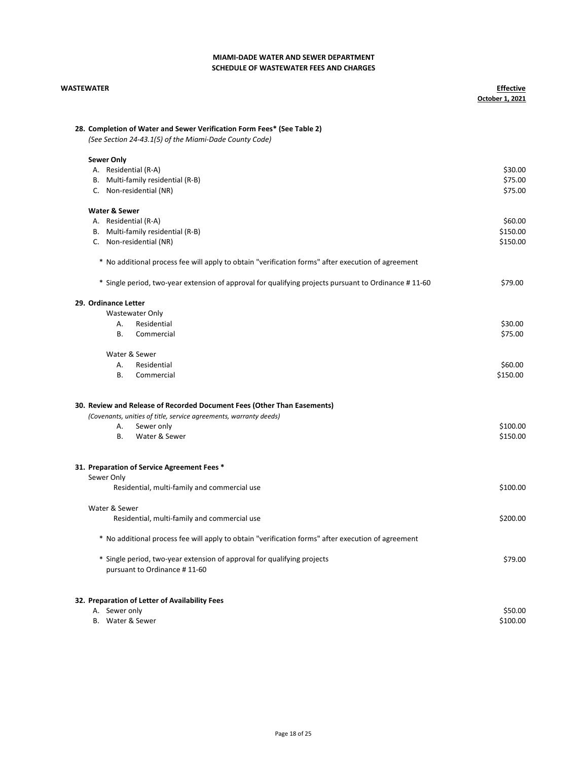**MIAMI-DADE WATER AND SEWER DEPARTMENT**
**SCHEDULE OF WASTEWATER FEES AND CHARGES**

**WASTEWATER** — **Effective October 1, 2021**

**28. Completion of Water and Sewer Verification Form Fees* (See Table 2)**
*(See Section 24-43.1(5) of the Miami-Dade County Code)*

| | |
|---|---|
| **Sewer Only** | |
| A. Residential (R-A) | $30.00 |
| B. Multi-family residential (R-B) | $75.00 |
| C. Non-residential (NR) | $75.00 |
| **Water & Sewer** | |
| A. Residential (R-A) | $60.00 |
| B. Multi-family residential (R-B) | $150.00 |
| C. Non-residential (NR) | $150.00 |

\* No additional process fee will apply to obtain "verification forms" after execution of agreement

| | |
|---|---|
| * Single period, two-year extension of approval for qualifying projects pursuant to Ordinance # 11-60 | $79.00 |

**29. Ordinance Letter**

| | |
|---|---|
| Wastewater Only | |
| A. Residential | $30.00 |
| B. Commercial | $75.00 |
| Water & Sewer | |
| A. Residential | $60.00 |
| B. Commercial | $150.00 |

**30. Review and Release of Recorded Document Fees (Other Than Easements)**
*(Covenants, unities of title, service agreements, warranty deeds)*

| | |
|---|---|
| A. Sewer only | $100.00 |
| B. Water & Sewer | $150.00 |

**31. Preparation of Service Agreement Fees ***

| | |
|---|---|
| Sewer Only | |
| Residential, multi-family and commercial use | $100.00 |
| Water & Sewer | |
| Residential, multi-family and commercial use | $200.00 |

\* No additional process fee will apply to obtain "verification forms" after execution of agreement

| | |
|---|---|
| * Single period, two-year extension of approval for qualifying projects pursuant to Ordinance # 11-60 | $79.00 |

**32. Preparation of Letter of Availability Fees**

| | |
|---|---|
| A. Sewer only | $50.00 |
| B. Water & Sewer | $100.00 |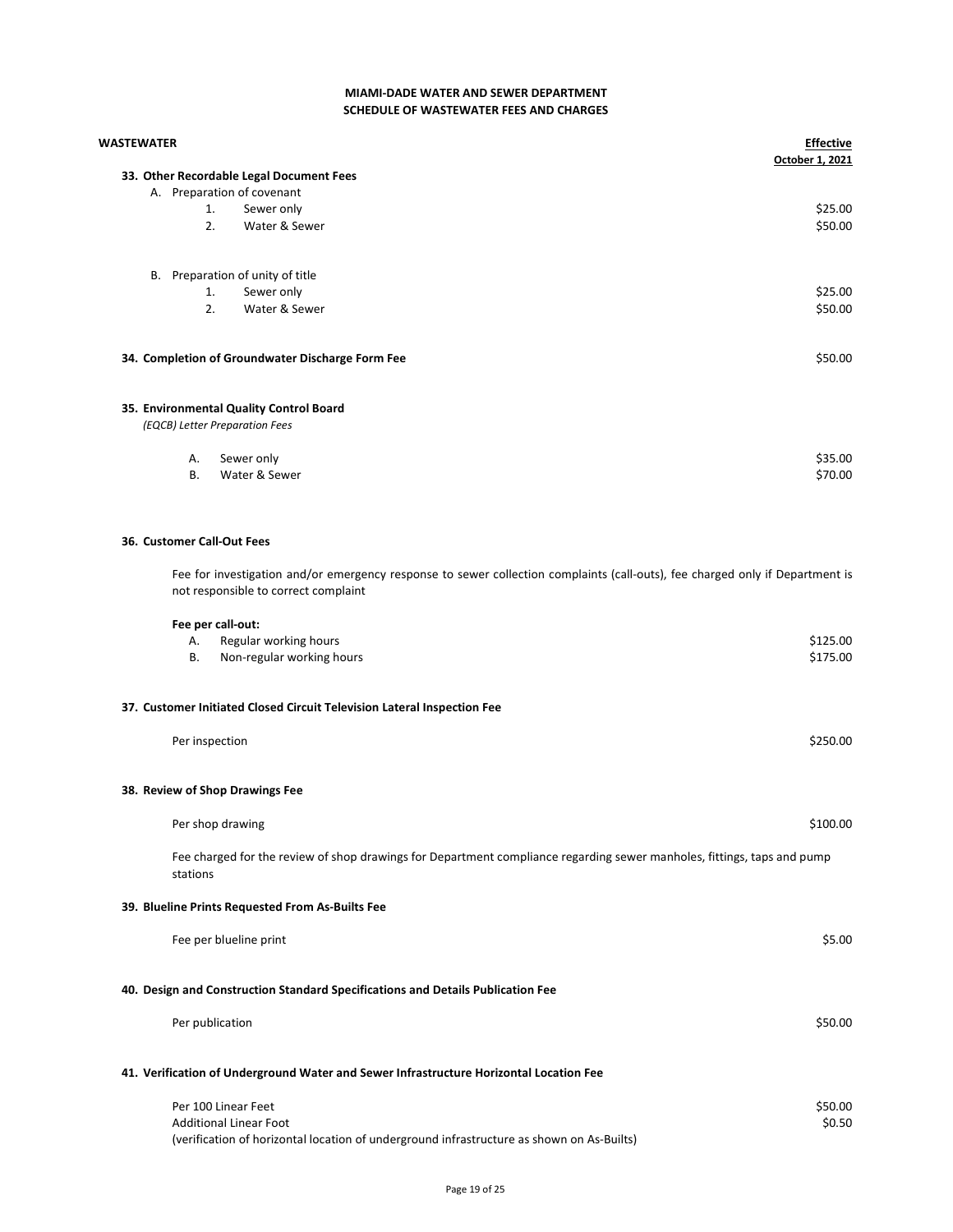# MIAMI-DADE WATER AND SEWER DEPARTMENT
## SCHEDULE OF WASTEWATER FEES AND CHARGES

| WASTEWATER | Effective October 1, 2021 |
|---|---|
| **33. Other Recordable Legal Document Fees** | |
| A. Preparation of covenant | |
| 1. Sewer only | $25.00 |
| 2. Water & Sewer | $50.00 |
| B. Preparation of unity of title | |
| 1. Sewer only | $25.00 |
| 2. Water & Sewer | $50.00 |
| **34. Completion of Groundwater Discharge Form Fee** | $50.00 |
| **35. Environmental Quality Control Board** *(EQCB) Letter Preparation Fees* | |
| A. Sewer only | $35.00 |
| B. Water & Sewer | $70.00 |

**36. Customer Call-Out Fees**

Fee for investigation and/or emergency response to sewer collection complaints (call-outs), fee charged only if Department is not responsible to correct complaint

| **Fee per call-out:** | |
|---|---|
| A. Regular working hours | $125.00 |
| B. Non-regular working hours | $175.00 |

**37. Customer Initiated Closed Circuit Television Lateral Inspection Fee**

| | |
|---|---|
| Per inspection | $250.00 |

**38. Review of Shop Drawings Fee**

| | |
|---|---|
| Per shop drawing | $100.00 |

Fee charged for the review of shop drawings for Department compliance regarding sewer manholes, fittings, taps and pump stations

**39. Blueline Prints Requested From As-Builts Fee**

| | |
|---|---|
| Fee per blueline print | $5.00 |

**40. Design and Construction Standard Specifications and Details Publication Fee**

| | |
|---|---|
| Per publication | $50.00 |

**41. Verification of Underground Water and Sewer Infrastructure Horizontal Location Fee**

| | |
|---|---|
| Per 100 Linear Feet | $50.00 |
| Additional Linear Foot | $0.50 |

(verification of horizontal location of underground infrastructure as shown on As-Builts)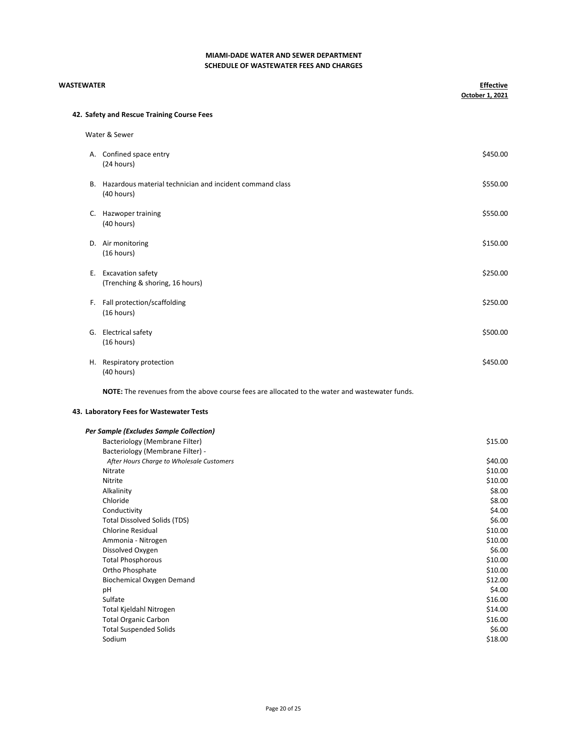**MIAMI-DADE WATER AND SEWER DEPARTMENT**
**SCHEDULE OF WASTEWATER FEES AND CHARGES**

**WASTEWATER** — **Effective October 1, 2021**

### 42. Safety and Rescue Training Course Fees

Water & Sewer

| | | |
|---|---|---|
| A. | Confined space entry (24 hours) | $450.00 |
| B. | Hazardous material technician and incident command class (40 hours) | $550.00 |
| C. | Hazwoper training (40 hours) | $550.00 |
| D. | Air monitoring (16 hours) | $150.00 |
| E. | Excavation safety (Trenching & shoring, 16 hours) | $250.00 |
| F. | Fall protection/scaffolding (16 hours) | $250.00 |
| G. | Electrical safety (16 hours) | $500.00 |
| H. | Respiratory protection (40 hours) | $450.00 |

**NOTE:** The revenues from the above course fees are allocated to the water and wastewater funds.

### 43. Laboratory Fees for Wastewater Tests

***Per Sample (Excludes Sample Collection)***

| Test | Fee |
|---|---|
| Bacteriology (Membrane Filter) | $15.00 |
| Bacteriology (Membrane Filter) - *After Hours Charge to Wholesale Customers* | $40.00 |
| Nitrate | $10.00 |
| Nitrite | $10.00 |
| Alkalinity | $8.00 |
| Chloride | $8.00 |
| Conductivity | $4.00 |
| Total Dissolved Solids (TDS) | $6.00 |
| Chlorine Residual | $10.00 |
| Ammonia - Nitrogen | $10.00 |
| Dissolved Oxygen | $6.00 |
| Total Phosphorous | $10.00 |
| Ortho Phosphate | $10.00 |
| Biochemical Oxygen Demand | $12.00 |
| pH | $4.00 |
| Sulfate | $16.00 |
| Total Kjeldahl Nitrogen | $14.00 |
| Total Organic Carbon | $16.00 |
| Total Suspended Solids | $6.00 |
| Sodium | $18.00 |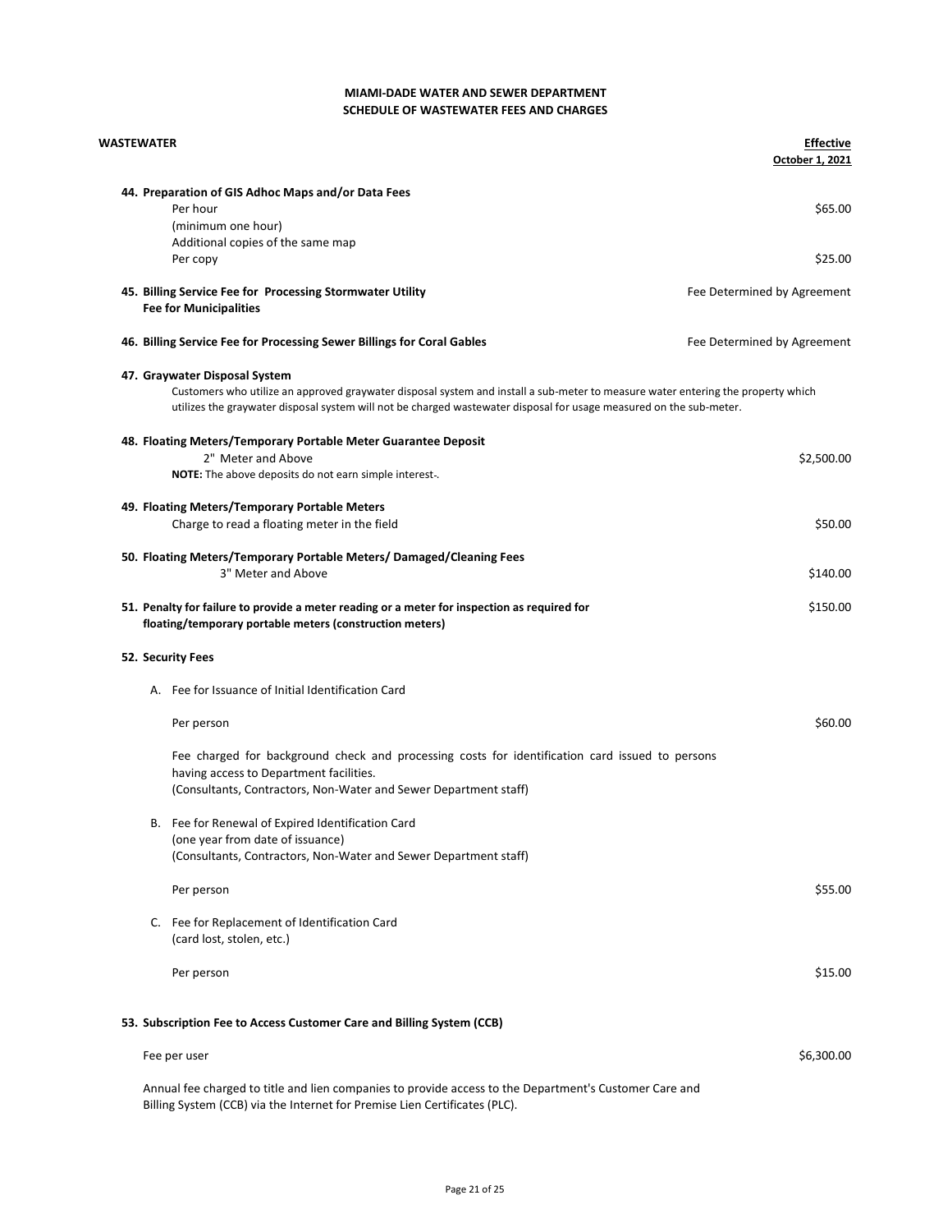**MIAMI-DADE WATER AND SEWER DEPARTMENT**
**SCHEDULE OF WASTEWATER FEES AND CHARGES**

| WASTEWATER | Effective October 1, 2021 |
|---|---|
| **44. Preparation of GIS Adhoc Maps and/or Data Fees** | |
| Per hour (minimum one hour) | $65.00 |
| Additional copies of the same map — Per copy | $25.00 |
| **45. Billing Service Fee for Processing Stormwater Utility Fee for Municipalities** | Fee Determined by Agreement |
| **46. Billing Service Fee for Processing Sewer Billings for Coral Gables** | Fee Determined by Agreement |

**47. Graywater Disposal System**

Customers who utilize an approved graywater disposal system and install a sub-meter to measure water entering the property which utilizes the graywater disposal system will not be charged wastewater disposal for usage measured on the sub-meter.

| | |
|---|---|
| **48. Floating Meters/Temporary Portable Meter Guarantee Deposit** | |
| 2" Meter and Above | $2,500.00 |
| **NOTE:** The above deposits do not earn simple interest-. | |
| **49. Floating Meters/Temporary Portable Meters** | |
| Charge to read a floating meter in the field | $50.00 |
| **50. Floating Meters/Temporary Portable Meters/ Damaged/Cleaning Fees** | |
| 3" Meter and Above | $140.00 |
| **51. Penalty for failure to provide a meter reading or a meter for inspection as required for floating/temporary portable meters (construction meters)** | $150.00 |

**52. Security Fees**

A. Fee for Issuance of Initial Identification Card

| | |
|---|---|
| Per person | $60.00 |

Fee charged for background check and processing costs for identification card issued to persons having access to Department facilities.
(Consultants, Contractors, Non-Water and Sewer Department staff)

B. Fee for Renewal of Expired Identification Card
(one year from date of issuance)
(Consultants, Contractors, Non-Water and Sewer Department staff)

| | |
|---|---|
| Per person | $55.00 |

C. Fee for Replacement of Identification Card
(card lost, stolen, etc.)

| | |
|---|---|
| Per person | $15.00 |

**53. Subscription Fee to Access Customer Care and Billing System (CCB)**

| | |
|---|---|
| Fee per user | $6,300.00 |

Annual fee charged to title and lien companies to provide access to the Department's Customer Care and Billing System (CCB) via the Internet for Premise Lien Certificates (PLC).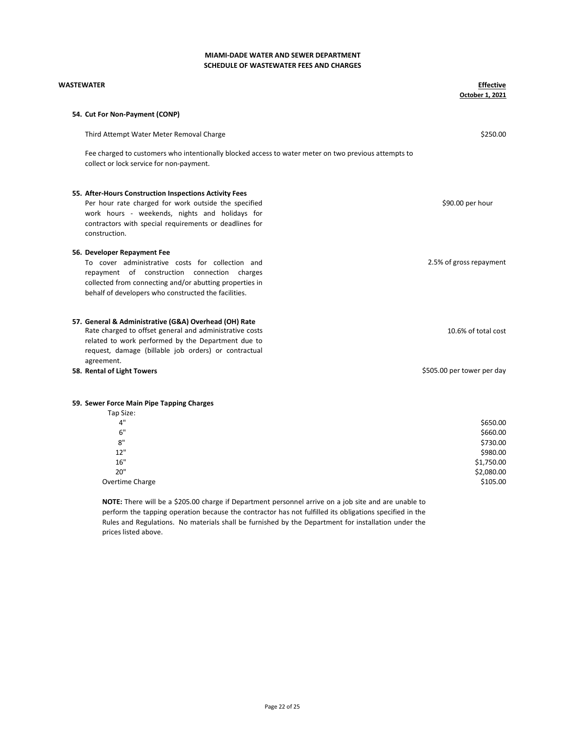**MIAMI-DADE WATER AND SEWER DEPARTMENT**
**SCHEDULE OF WASTEWATER FEES AND CHARGES**

| **WASTEWATER** | **Effective October 1, 2021** |
|---|---|
| **54. Cut For Non-Payment (CONP)** | |
| Third Attempt Water Meter Removal Charge | $250.00 |
| Fee charged to customers who intentionally blocked access to water meter on two previous attempts to collect or lock service for non-payment. | |
| **55. After-Hours Construction Inspections Activity Fees** Per hour rate charged for work outside the specified work hours - weekends, nights and holidays for contractors with special requirements or deadlines for construction. | $90.00 per hour |
| **56. Developer Repayment Fee** To cover administrative costs for collection and repayment of construction connection charges collected from connecting and/or abutting properties in behalf of developers who constructed the facilities. | 2.5% of gross repayment |
| **57. General & Administrative (G&A) Overhead (OH) Rate** Rate charged to offset general and administrative costs related to work performed by the Department due to request, damage (billable job orders) or contractual agreement. | 10.6% of total cost |
| **58. Rental of Light Towers** | $505.00 per tower per day |
| **59. Sewer Force Main Pipe Tapping Charges** | |
| Tap Size: | |
| 4" | $650.00 |
| 6" | $660.00 |
| 8" | $730.00 |
| 12" | $980.00 |
| 16" | $1,750.00 |
| 20" | $2,080.00 |
| Overtime Charge | $105.00 |

**NOTE:** There will be a $205.00 charge if Department personnel arrive on a job site and are unable to perform the tapping operation because the contractor has not fulfilled its obligations specified in the Rules and Regulations. No materials shall be furnished by the Department for installation under the prices listed above.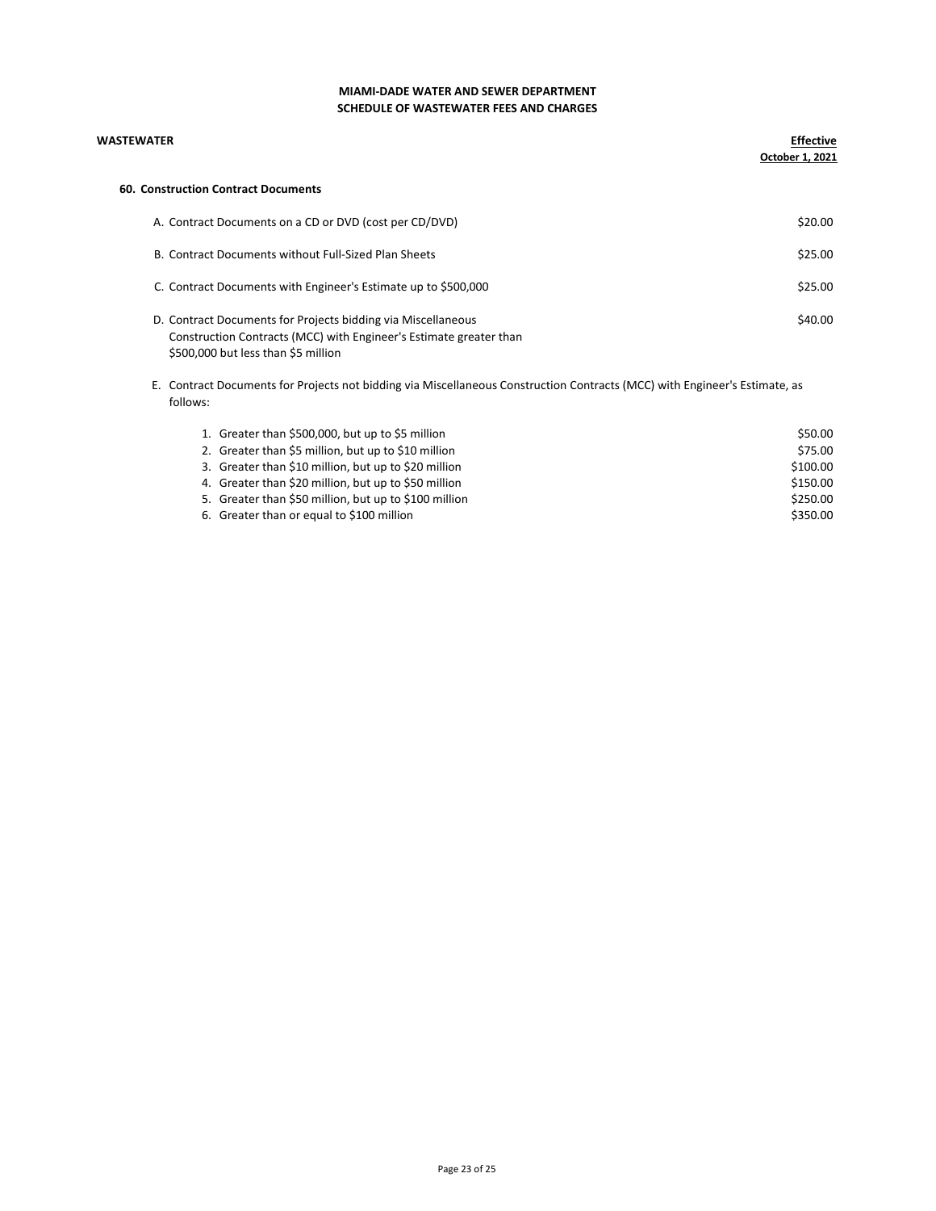**MIAMI-DADE WATER AND SEWER DEPARTMENT**
**SCHEDULE OF WASTEWATER FEES AND CHARGES**

| **WASTEWATER** | **Effective October 1, 2021** |
|---|---|
| **60. Construction Contract Documents** | |
| A. Contract Documents on a CD or DVD (cost per CD/DVD) | $20.00 |
| B. Contract Documents without Full-Sized Plan Sheets | $25.00 |
| C. Contract Documents with Engineer's Estimate up to $500,000 | $25.00 |
| D. Contract Documents for Projects bidding via Miscellaneous Construction Contracts (MCC) with Engineer's Estimate greater than $500,000 but less than $5 million | $40.00 |
| E. Contract Documents for Projects not bidding via Miscellaneous Construction Contracts (MCC) with Engineer's Estimate, as follows: | |
| 1. Greater than $500,000, but up to $5 million | $50.00 |
| 2. Greater than $5 million, but up to $10 million | $75.00 |
| 3. Greater than $10 million, but up to $20 million | $100.00 |
| 4. Greater than $20 million, but up to $50 million | $150.00 |
| 5. Greater than $50 million, but up to $100 million | $250.00 |
| 6. Greater than or equal to $100 million | $350.00 |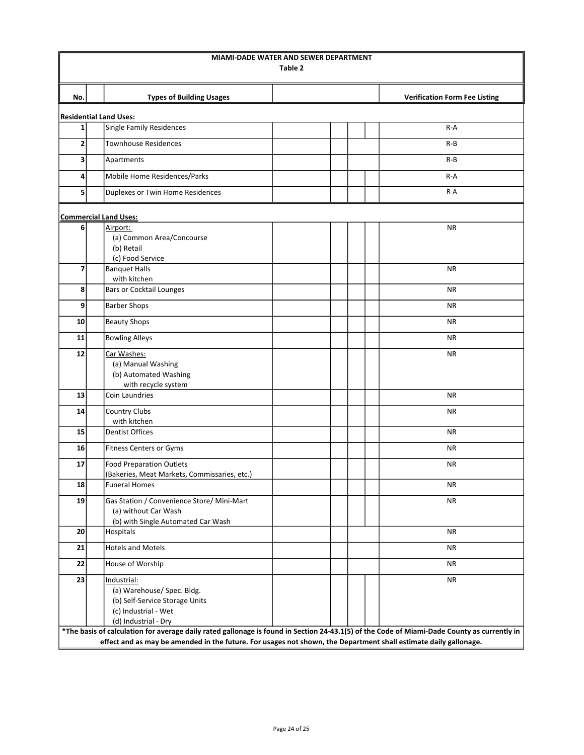# MIAMI-DADE WATER AND SEWER DEPARTMENT

## Table 2

| No. | Types of Building Usages | Verification Form Fee Listing |
|---|---|---|
| **Residential Land Uses:** | | |
| 1 | Single Family Residences | R-A |
| 2 | Townhouse Residences | R-B |
| 3 | Apartments | R-B |
| 4 | Mobile Home Residences/Parks | R-A |
| 5 | Duplexes or Twin Home Residences | R-A |
| **Commercial Land Uses:** | | |
| 6 | Airport:<br>(a) Common Area/Concourse<br>(b) Retail<br>(c) Food Service | NR |
| 7 | Banquet Halls<br>with kitchen | NR |
| 8 | Bars or Cocktail Lounges | NR |
| 9 | Barber Shops | NR |
| 10 | Beauty Shops | NR |
| 11 | Bowling Alleys | NR |
| 12 | Car Washes:<br>(a) Manual Washing<br>(b) Automated Washing<br>with recycle system | NR |
| 13 | Coin Laundries | NR |
| 14 | Country Clubs<br>with kitchen | NR |
| 15 | Dentist Offices | NR |
| 16 | Fitness Centers or Gyms | NR |
| 17 | Food Preparation Outlets<br>(Bakeries, Meat Markets, Commissaries, etc.) | NR |
| 18 | Funeral Homes | NR |
| 19 | Gas Station / Convenience Store/ Mini-Mart<br>(a) without Car Wash<br>(b) with Single Automated Car Wash | NR |
| 20 | Hospitals | NR |
| 21 | Hotels and Motels | NR |
| 22 | House of Worship | NR |
| 23 | Industrial:<br>(a) Warehouse/ Spec. Bldg.<br>(b) Self-Service Storage Units<br>(c) Industrial - Wet<br>(d) Industrial - Dry | NR |

**\*The basis of calculation for average daily rated gallonage is found in Section 24-43.1(5) of the Code of Miami-Dade County as currently in effect and as may be amended in the future. For usages not shown, the Department shall estimate daily gallonage.**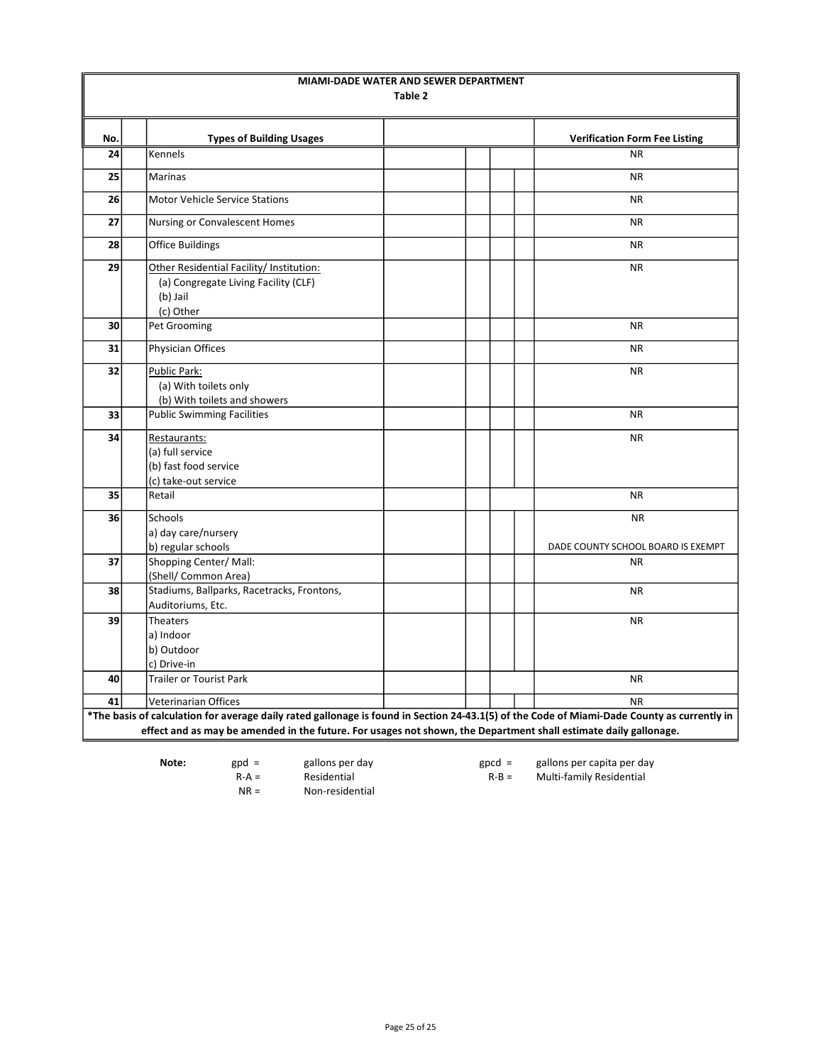| MIAMI-DADE WATER AND SEWER DEPARTMENT<br>Table 2 | | | | | | |
|---|---|---|---|---|---|---|
| **No.** | | **Types of Building Usages** | | | | **Verification Form Fee Listing** |
| 24 | | Kennels | | | | NR |
| 25 | | Marinas | | | | NR |
| 26 | | Motor Vehicle Service Stations | | | | NR |
| 27 | | Nursing or Convalescent Homes | | | | NR |
| 28 | | Office Buildings | | | | NR |
| 29 | | Other Residential Facility/ Institution:<br>(a) Congregate Living Facility (CLF)<br>(b) Jail<br>(c) Other | | | | NR |
| 30 | | Pet Grooming | | | | NR |
| 31 | | Physician Offices | | | | NR |
| 32 | | Public Park:<br>(a) With toilets only<br>(b) With toilets and showers | | | | NR |
| 33 | | Public Swimming Facilities | | | | NR |
| 34 | | Restaurants:<br>(a) full service<br>(b) fast food service<br>(c) take-out service | | | | NR |
| 35 | | Retail | | | | NR |
| 36 | | Schools<br>a) day care/nursery<br>b) regular schools | | | | NR<br><br>DADE COUNTY SCHOOL BOARD IS EXEMPT |
| 37 | | Shopping Center/ Mall:<br>(Shell/ Common Area) | | | | NR |
| 38 | | Stadiums, Ballparks, Racetracks, Frontons,<br>Auditoriums, Etc. | | | | NR |
| 39 | | Theaters<br>a) Indoor<br>b) Outdoor<br>c) Drive-in | | | | NR |
| 40 | | Trailer or Tourist Park | | | | NR |
| 41 | | Veterinarian Offices | | | | NR |

**\*The basis of calculation for average daily rated gallonage is found in Section 24-43.1(5) of the Code of Miami-Dade County as currently in effect and as may be amended in the future. For usages not shown, the Department shall estimate daily gallonage.**

**Note:**

gpd = gallons per day
gpcd = gallons per capita per day
R-A = Residential
R-B = Multi-family Residential
NR = Non-residential